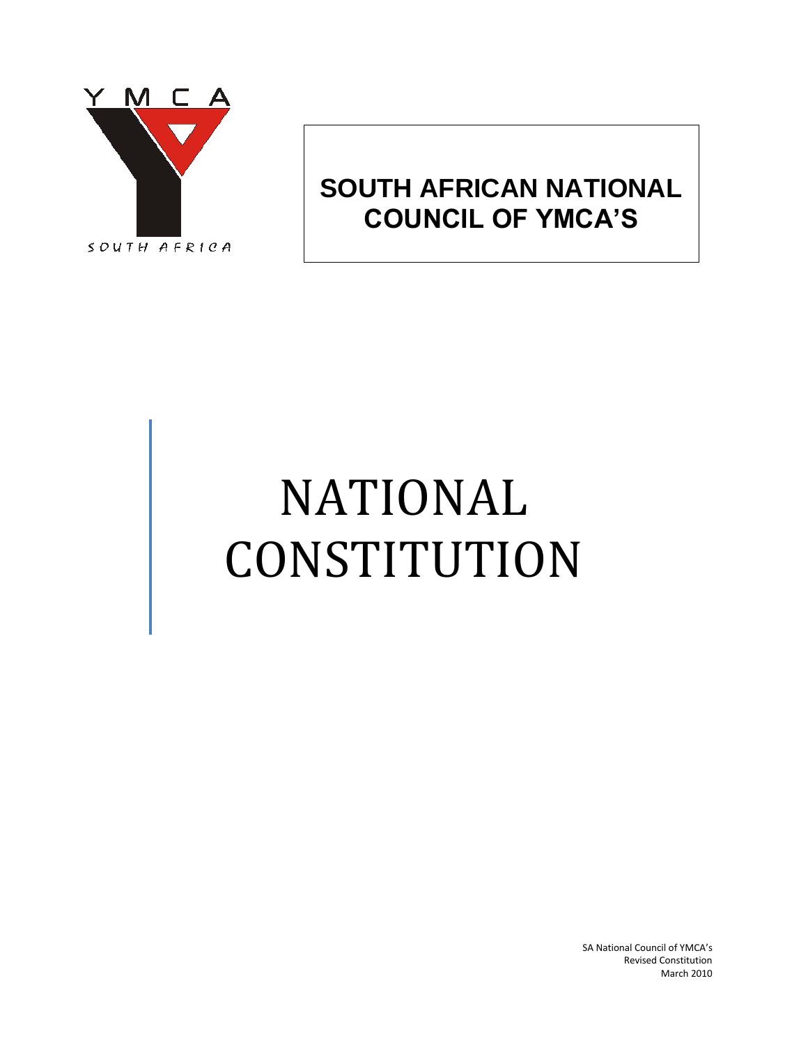Y M C A

SOUTH AFRICA

**SOUTH AFRICAN NATIONAL COUNCIL OF YMCA'S**

# NATIONAL CONSTITUTION

SA National Council of YMCA's
Revised Constitution
March 2010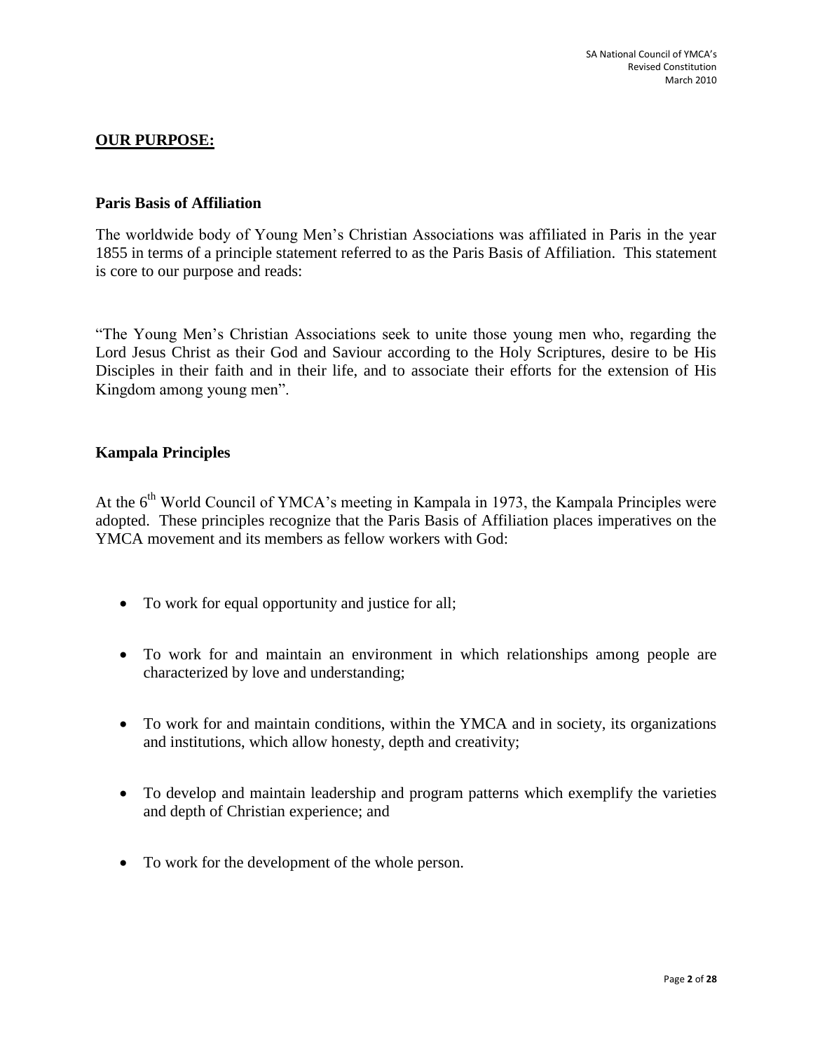## **OUR PURPOSE:**

### Paris Basis of Affiliation

The worldwide body of Young Men's Christian Associations was affiliated in Paris in the year 1855 in terms of a principle statement referred to as the Paris Basis of Affiliation. This statement is core to our purpose and reads:

"The Young Men's Christian Associations seek to unite those young men who, regarding the Lord Jesus Christ as their God and Saviour according to the Holy Scriptures, desire to be His Disciples in their faith and in their life, and to associate their efforts for the extension of His Kingdom among young men".

### Kampala Principles

At the 6th World Council of YMCA's meeting in Kampala in 1973, the Kampala Principles were adopted. These principles recognize that the Paris Basis of Affiliation places imperatives on the YMCA movement and its members as fellow workers with God:

- To work for equal opportunity and justice for all;
- To work for and maintain an environment in which relationships among people are characterized by love and understanding;
- To work for and maintain conditions, within the YMCA and in society, its organizations and institutions, which allow honesty, depth and creativity;
- To develop and maintain leadership and program patterns which exemplify the varieties and depth of Christian experience; and
- To work for the development of the whole person.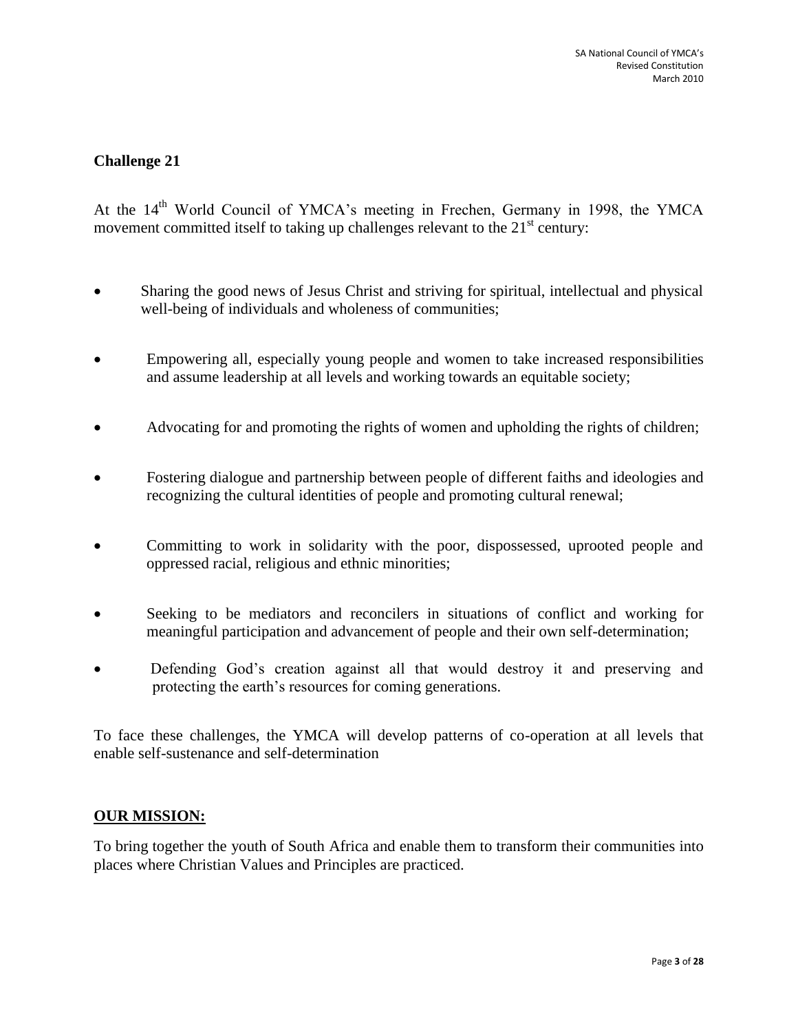## Challenge 21

At the 14th World Council of YMCA's meeting in Frechen, Germany in 1998, the YMCA movement committed itself to taking up challenges relevant to the 21st century:

- Sharing the good news of Jesus Christ and striving for spiritual, intellectual and physical well-being of individuals and wholeness of communities;
- Empowering all, especially young people and women to take increased responsibilities and assume leadership at all levels and working towards an equitable society;
- Advocating for and promoting the rights of women and upholding the rights of children;
- Fostering dialogue and partnership between people of different faiths and ideologies and recognizing the cultural identities of people and promoting cultural renewal;
- Committing to work in solidarity with the poor, dispossessed, uprooted people and oppressed racial, religious and ethnic minorities;
- Seeking to be mediators and reconcilers in situations of conflict and working for meaningful participation and advancement of people and their own self-determination;
- Defending God's creation against all that would destroy it and preserving and protecting the earth's resources for coming generations.

To face these challenges, the YMCA will develop patterns of co-operation at all levels that enable self-sustenance and self-determination

## OUR MISSION:

To bring together the youth of South Africa and enable them to transform their communities into places where Christian Values and Principles are practiced.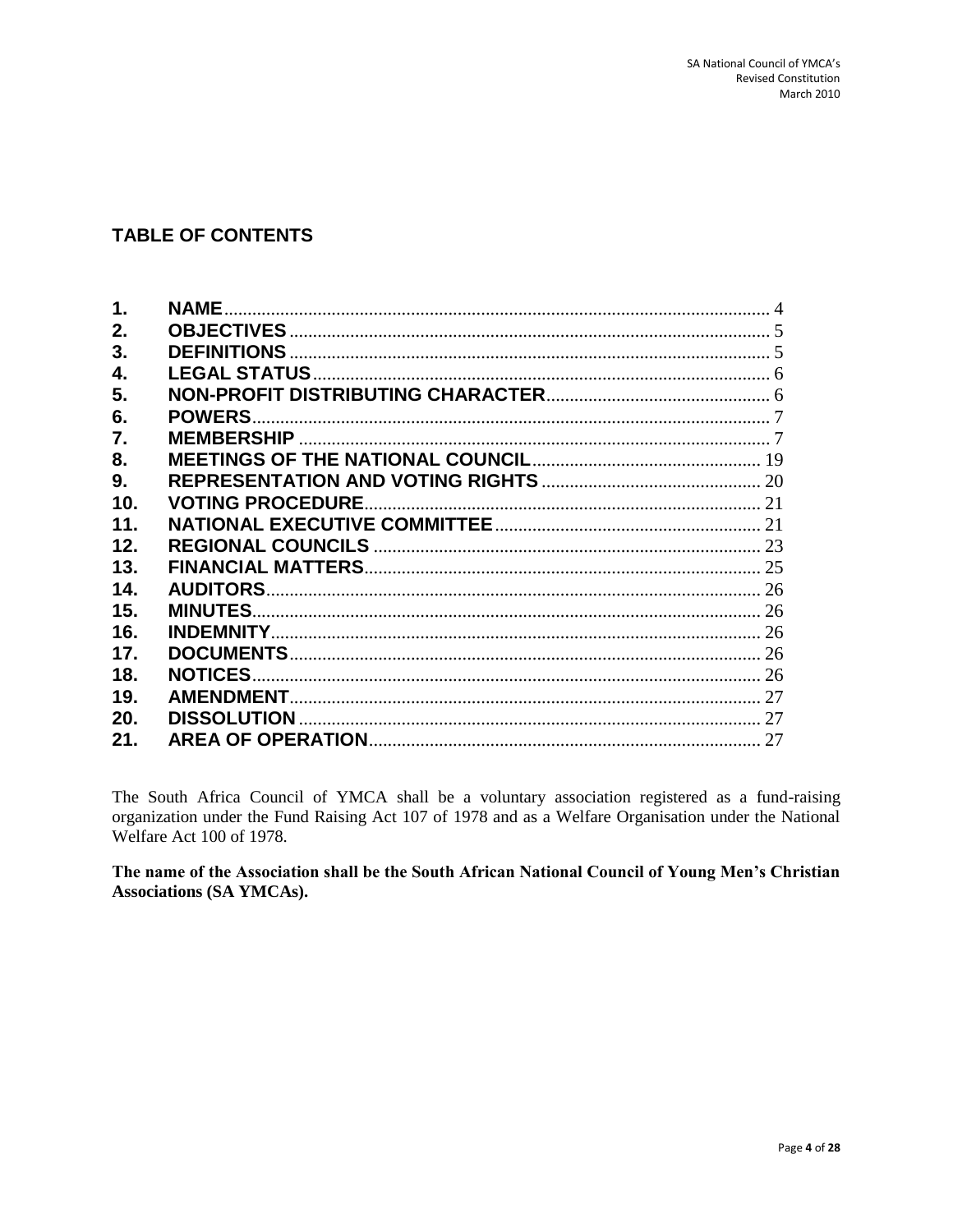## TABLE OF CONTENTS

| | | |
|---|---|---|
| **1.** | **NAME** | 4 |
| **2.** | **OBJECTIVES** | 5 |
| **3.** | **DEFINITIONS** | 5 |
| **4.** | **LEGAL STATUS** | 6 |
| **5.** | **NON-PROFIT DISTRIBUTING CHARACTER** | 6 |
| **6.** | **POWERS** | 7 |
| **7.** | **MEMBERSHIP** | 7 |
| **8.** | **MEETINGS OF THE NATIONAL COUNCIL** | 19 |
| **9.** | **REPRESENTATION AND VOTING RIGHTS** | 20 |
| **10.** | **VOTING PROCEDURE** | 21 |
| **11.** | **NATIONAL EXECUTIVE COMMITTEE** | 21 |
| **12.** | **REGIONAL COUNCILS** | 23 |
| **13.** | **FINANCIAL MATTERS** | 25 |
| **14.** | **AUDITORS** | 26 |
| **15.** | **MINUTES** | 26 |
| **16.** | **INDEMNITY** | 26 |
| **17.** | **DOCUMENTS** | 26 |
| **18.** | **NOTICES** | 26 |
| **19.** | **AMENDMENT** | 27 |
| **20.** | **DISSOLUTION** | 27 |
| **21.** | **AREA OF OPERATION** | 27 |

The South Africa Council of YMCA shall be a voluntary association registered as a fund-raising organization under the Fund Raising Act 107 of 1978 and as a Welfare Organisation under the National Welfare Act 100 of 1978.

**The name of the Association shall be the South African National Council of Young Men's Christian Associations (SA YMCAs).**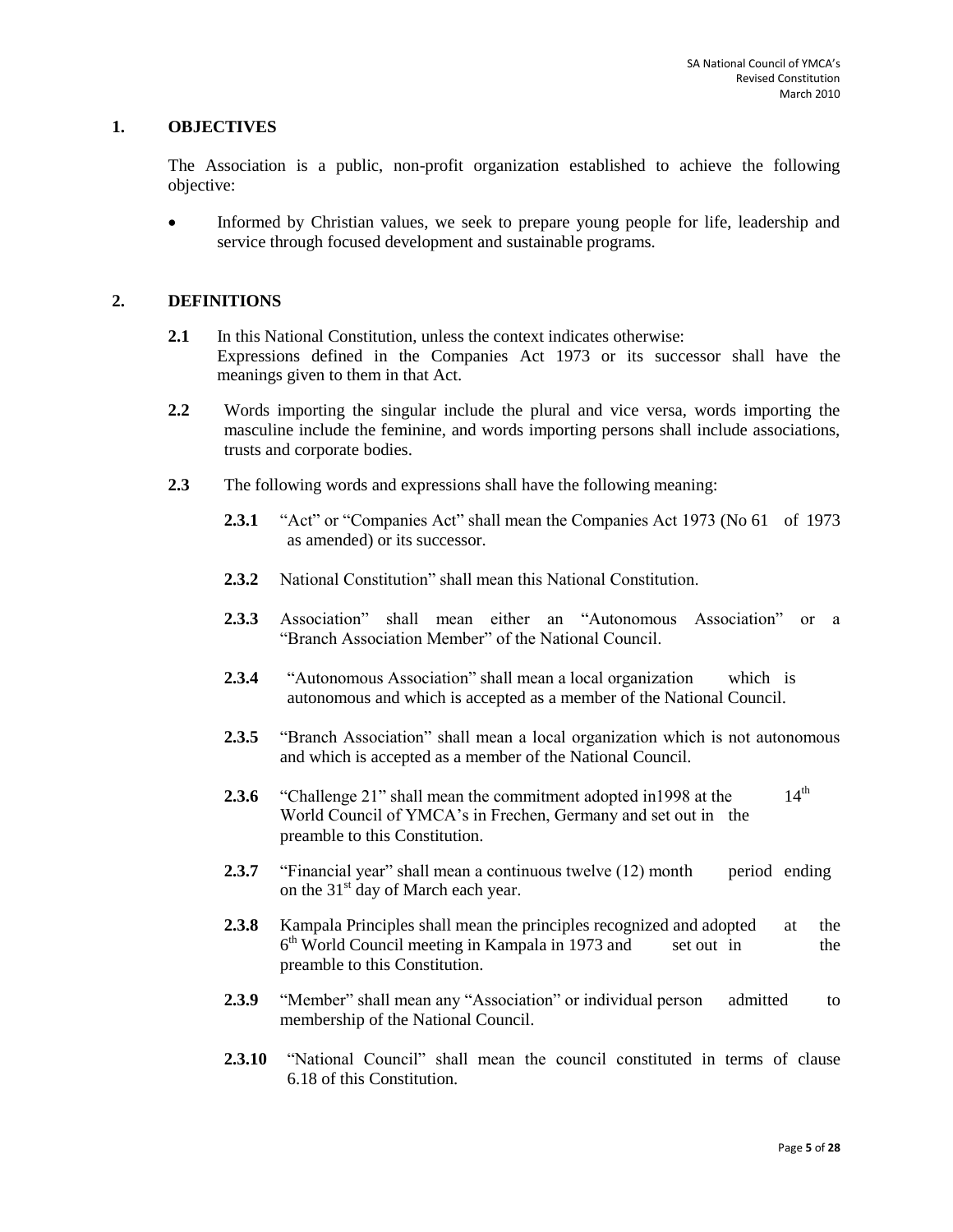## 1. OBJECTIVES

The Association is a public, non-profit organization established to achieve the following objective:

- Informed by Christian values, we seek to prepare young people for life, leadership and service through focused development and sustainable programs.

## 2. DEFINITIONS

**2.1** In this National Constitution, unless the context indicates otherwise: Expressions defined in the Companies Act 1973 or its successor shall have the meanings given to them in that Act.

**2.2** Words importing the singular include the plural and vice versa, words importing the masculine include the feminine, and words importing persons shall include associations, trusts and corporate bodies.

**2.3** The following words and expressions shall have the following meaning:

**2.3.1** "Act" or "Companies Act" shall mean the Companies Act 1973 (No 61 of 1973 as amended) or its successor.

**2.3.2** National Constitution" shall mean this National Constitution.

**2.3.3** Association" shall mean either an "Autonomous Association" or a "Branch Association Member" of the National Council.

**2.3.4** "Autonomous Association" shall mean a local organization which is autonomous and which is accepted as a member of the National Council.

**2.3.5** "Branch Association" shall mean a local organization which is not autonomous and which is accepted as a member of the National Council.

**2.3.6** "Challenge 21" shall mean the commitment adopted in1998 at the 14th World Council of YMCA's in Frechen, Germany and set out in the preamble to this Constitution.

**2.3.7** "Financial year" shall mean a continuous twelve (12) month period ending on the 31st day of March each year.

**2.3.8** Kampala Principles shall mean the principles recognized and adopted at the 6th World Council meeting in Kampala in 1973 and set out in the preamble to this Constitution.

**2.3.9** "Member" shall mean any "Association" or individual person admitted to membership of the National Council.

**2.3.10** "National Council" shall mean the council constituted in terms of clause 6.18 of this Constitution.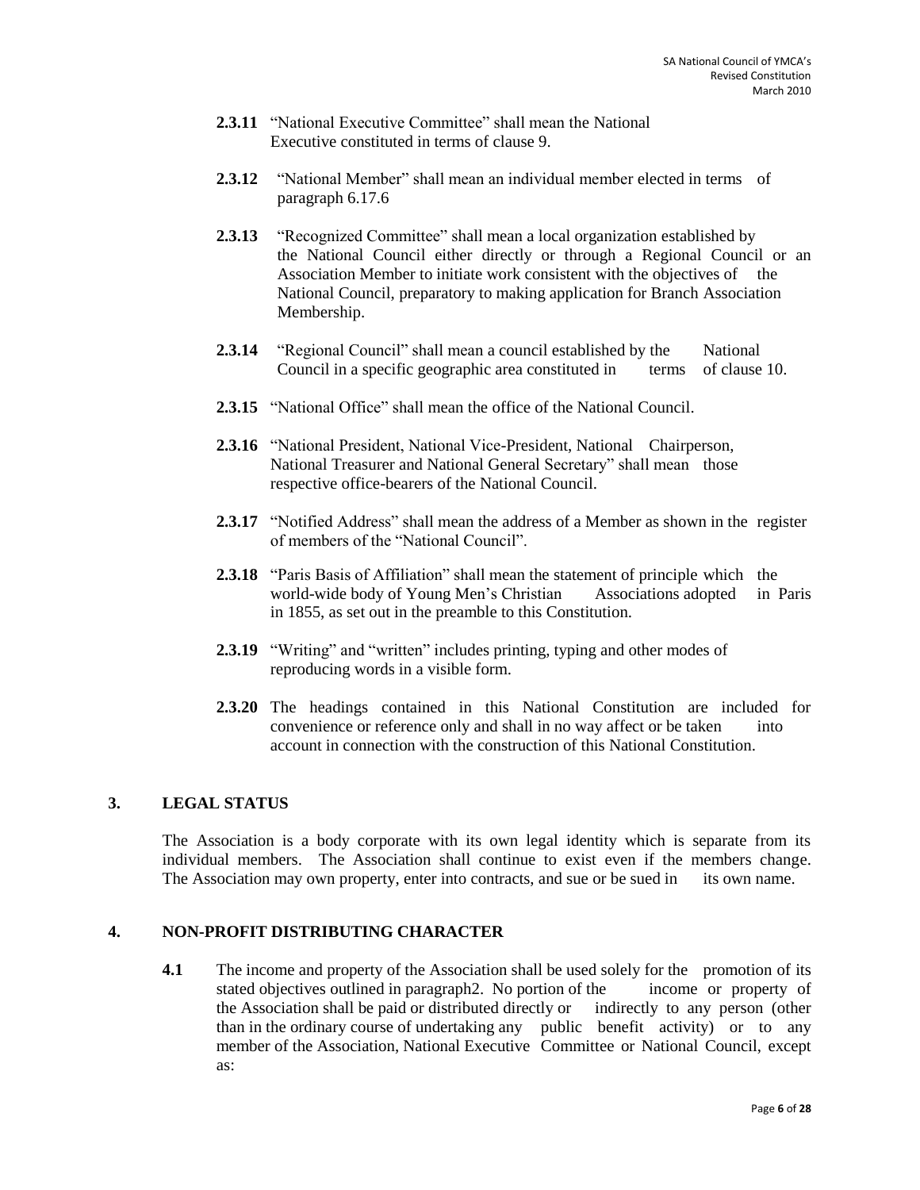**2.3.11** "National Executive Committee" shall mean the National Executive constituted in terms of clause 9.

**2.3.12** "National Member" shall mean an individual member elected in terms of paragraph 6.17.6

**2.3.13** "Recognized Committee" shall mean a local organization established by the National Council either directly or through a Regional Council or an Association Member to initiate work consistent with the objectives of the National Council, preparatory to making application for Branch Association Membership.

**2.3.14** "Regional Council" shall mean a council established by the National Council in a specific geographic area constituted in terms of clause 10.

**2.3.15** "National Office" shall mean the office of the National Council.

**2.3.16** "National President, National Vice-President, National Chairperson, National Treasurer and National General Secretary" shall mean those respective office-bearers of the National Council.

**2.3.17** "Notified Address" shall mean the address of a Member as shown in the register of members of the "National Council".

**2.3.18** "Paris Basis of Affiliation" shall mean the statement of principle which the world-wide body of Young Men's Christian Associations adopted in Paris in 1855, as set out in the preamble to this Constitution.

**2.3.19** "Writing" and "written" includes printing, typing and other modes of reproducing words in a visible form.

**2.3.20** The headings contained in this National Constitution are included for convenience or reference only and shall in no way affect or be taken into account in connection with the construction of this National Constitution.

## 3. LEGAL STATUS

The Association is a body corporate with its own legal identity which is separate from its individual members. The Association shall continue to exist even if the members change. The Association may own property, enter into contracts, and sue or be sued in its own name.

## 4. NON-PROFIT DISTRIBUTING CHARACTER

**4.1** The income and property of the Association shall be used solely for the promotion of its stated objectives outlined in paragraph2. No portion of the income or property of the Association shall be paid or distributed directly or indirectly to any person (other than in the ordinary course of undertaking any public benefit activity) or to any member of the Association, National Executive Committee or National Council, except as: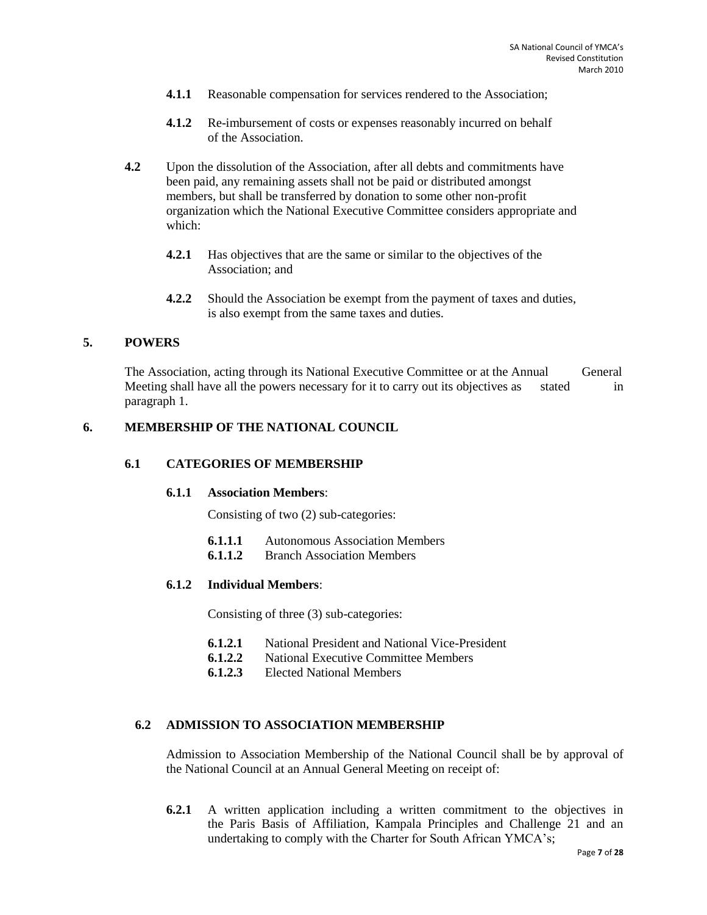**4.1.1** Reasonable compensation for services rendered to the Association;

**4.1.2** Re-imbursement of costs or expenses reasonably incurred on behalf of the Association.

**4.2** Upon the dissolution of the Association, after all debts and commitments have been paid, any remaining assets shall not be paid or distributed amongst members, but shall be transferred by donation to some other non-profit organization which the National Executive Committee considers appropriate and which:

**4.2.1** Has objectives that are the same or similar to the objectives of the Association; and

**4.2.2** Should the Association be exempt from the payment of taxes and duties, is also exempt from the same taxes and duties.

## 5. POWERS

The Association, acting through its National Executive Committee or at the Annual General Meeting shall have all the powers necessary for it to carry out its objectives as stated in paragraph 1.

## 6. MEMBERSHIP OF THE NATIONAL COUNCIL

### 6.1 CATEGORIES OF MEMBERSHIP

**6.1.1 Association Members**:

Consisting of two (2) sub-categories:

**6.1.1.1** Autonomous Association Members
**6.1.1.2** Branch Association Members

**6.1.2 Individual Members**:

Consisting of three (3) sub-categories:

**6.1.2.1** National President and National Vice-President
**6.1.2.2** National Executive Committee Members
**6.1.2.3** Elected National Members

### 6.2 ADMISSION TO ASSOCIATION MEMBERSHIP

Admission to Association Membership of the National Council shall be by approval of the National Council at an Annual General Meeting on receipt of:

**6.2.1** A written application including a written commitment to the objectives in the Paris Basis of Affiliation, Kampala Principles and Challenge 21 and an undertaking to comply with the Charter for South African YMCA's;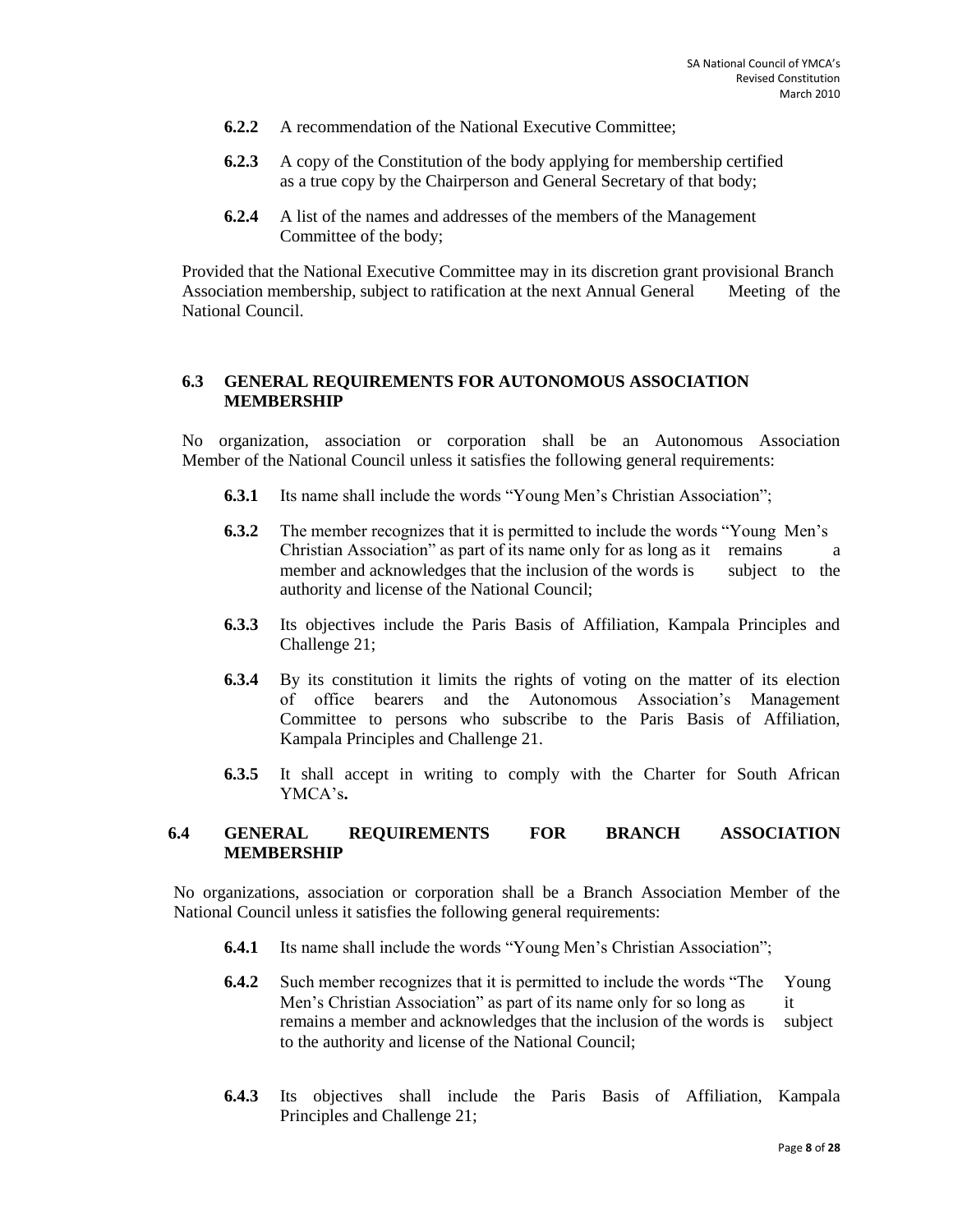**6.2.2** A recommendation of the National Executive Committee;

**6.2.3** A copy of the Constitution of the body applying for membership certified as a true copy by the Chairperson and General Secretary of that body;

**6.2.4** A list of the names and addresses of the members of the Management Committee of the body;

Provided that the National Executive Committee may in its discretion grant provisional Branch Association membership, subject to ratification at the next Annual General Meeting of the National Council.

### 6.3 GENERAL REQUIREMENTS FOR AUTONOMOUS ASSOCIATION MEMBERSHIP

No organization, association or corporation shall be an Autonomous Association Member of the National Council unless it satisfies the following general requirements:

**6.3.1** Its name shall include the words "Young Men's Christian Association";

**6.3.2** The member recognizes that it is permitted to include the words "Young Men's Christian Association" as part of its name only for as long as it remains a member and acknowledges that the inclusion of the words is subject to the authority and license of the National Council;

**6.3.3** Its objectives include the Paris Basis of Affiliation, Kampala Principles and Challenge 21;

**6.3.4** By its constitution it limits the rights of voting on the matter of its election of office bearers and the Autonomous Association's Management Committee to persons who subscribe to the Paris Basis of Affiliation, Kampala Principles and Challenge 21.

**6.3.5** It shall accept in writing to comply with the Charter for South African YMCA's**.**

### 6.4 GENERAL REQUIREMENTS FOR BRANCH ASSOCIATION MEMBERSHIP

No organizations, association or corporation shall be a Branch Association Member of the National Council unless it satisfies the following general requirements:

**6.4.1** Its name shall include the words "Young Men's Christian Association";

**6.4.2** Such member recognizes that it is permitted to include the words "The Young Men's Christian Association" as part of its name only for so long as it remains a member and acknowledges that the inclusion of the words is subject to the authority and license of the National Council;

**6.4.3** Its objectives shall include the Paris Basis of Affiliation, Kampala Principles and Challenge 21;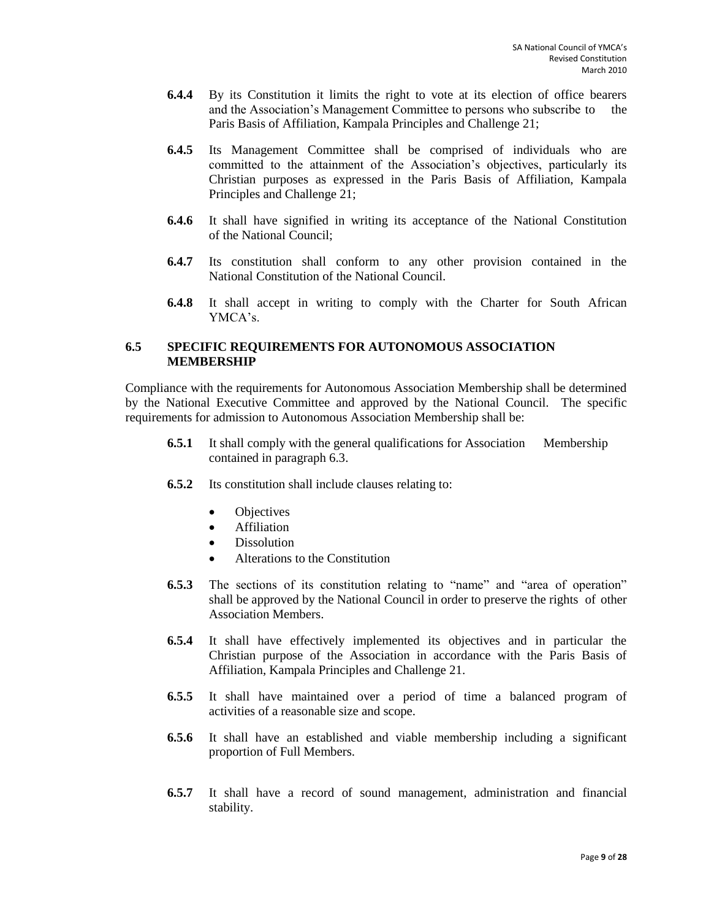**6.4.4** By its Constitution it limits the right to vote at its election of office bearers and the Association's Management Committee to persons who subscribe to the Paris Basis of Affiliation, Kampala Principles and Challenge 21;

**6.4.5** Its Management Committee shall be comprised of individuals who are committed to the attainment of the Association's objectives, particularly its Christian purposes as expressed in the Paris Basis of Affiliation, Kampala Principles and Challenge 21;

**6.4.6** It shall have signified in writing its acceptance of the National Constitution of the National Council;

**6.4.7** Its constitution shall conform to any other provision contained in the National Constitution of the National Council.

**6.4.8** It shall accept in writing to comply with the Charter for South African YMCA's.

### 6.5 SPECIFIC REQUIREMENTS FOR AUTONOMOUS ASSOCIATION MEMBERSHIP

Compliance with the requirements for Autonomous Association Membership shall be determined by the National Executive Committee and approved by the National Council. The specific requirements for admission to Autonomous Association Membership shall be:

**6.5.1** It shall comply with the general qualifications for Association Membership contained in paragraph 6.3.

**6.5.2** Its constitution shall include clauses relating to:

- Objectives
- Affiliation
- Dissolution
- Alterations to the Constitution

**6.5.3** The sections of its constitution relating to "name" and "area of operation" shall be approved by the National Council in order to preserve the rights of other Association Members.

**6.5.4** It shall have effectively implemented its objectives and in particular the Christian purpose of the Association in accordance with the Paris Basis of Affiliation, Kampala Principles and Challenge 21.

**6.5.5** It shall have maintained over a period of time a balanced program of activities of a reasonable size and scope.

**6.5.6** It shall have an established and viable membership including a significant proportion of Full Members.

**6.5.7** It shall have a record of sound management, administration and financial stability.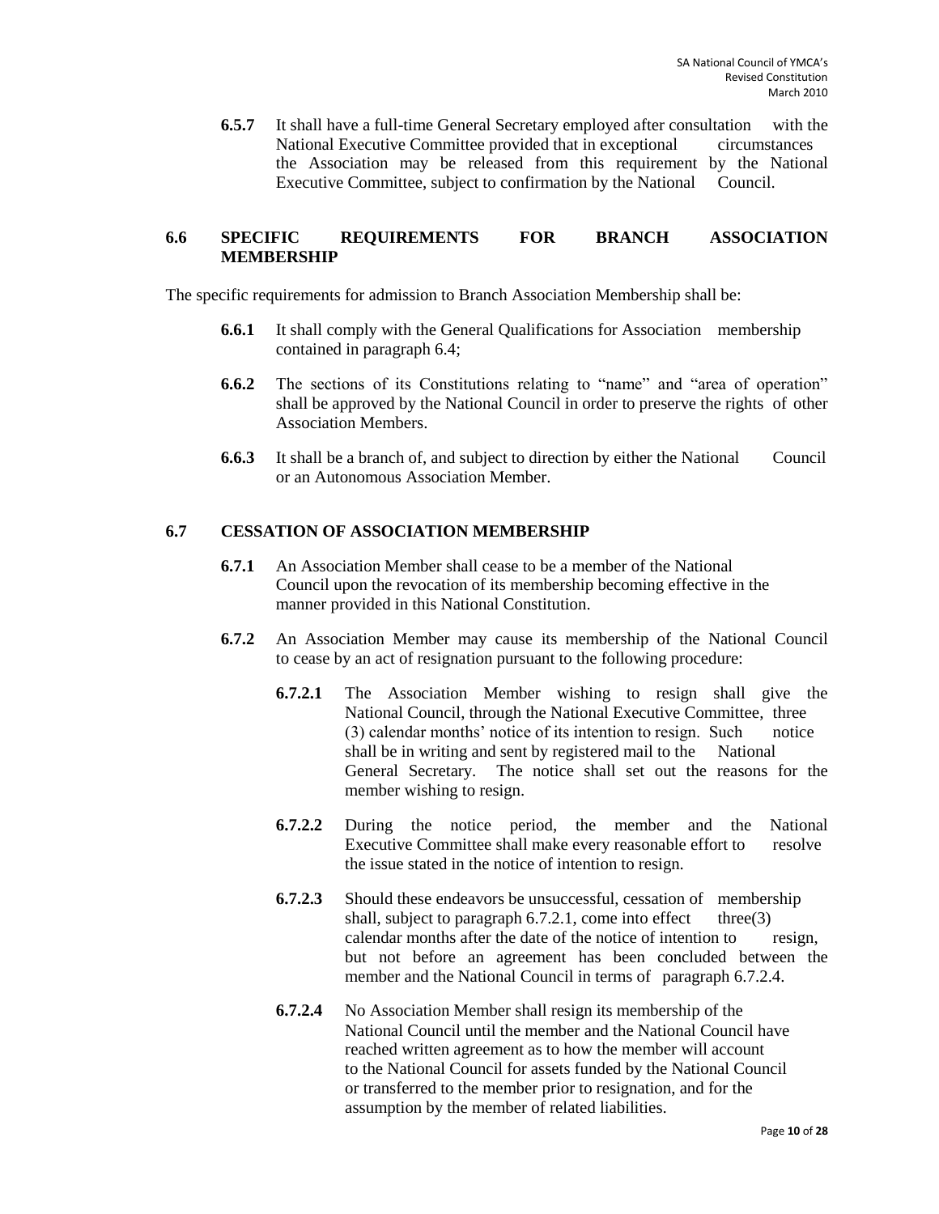**6.5.7** It shall have a full-time General Secretary employed after consultation with the National Executive Committee provided that in exceptional circumstances the Association may be released from this requirement by the National Executive Committee, subject to confirmation by the National Council.

## 6.6 SPECIFIC REQUIREMENTS FOR BRANCH ASSOCIATION MEMBERSHIP

The specific requirements for admission to Branch Association Membership shall be:

**6.6.1** It shall comply with the General Qualifications for Association membership contained in paragraph 6.4;

**6.6.2** The sections of its Constitutions relating to "name" and "area of operation" shall be approved by the National Council in order to preserve the rights of other Association Members.

**6.6.3** It shall be a branch of, and subject to direction by either the National Council or an Autonomous Association Member.

## 6.7 CESSATION OF ASSOCIATION MEMBERSHIP

**6.7.1** An Association Member shall cease to be a member of the National Council upon the revocation of its membership becoming effective in the manner provided in this National Constitution.

**6.7.2** An Association Member may cause its membership of the National Council to cease by an act of resignation pursuant to the following procedure:

**6.7.2.1** The Association Member wishing to resign shall give the National Council, through the National Executive Committee, three (3) calendar months' notice of its intention to resign. Such notice shall be in writing and sent by registered mail to the National General Secretary. The notice shall set out the reasons for the member wishing to resign.

**6.7.2.2** During the notice period, the member and the National Executive Committee shall make every reasonable effort to resolve the issue stated in the notice of intention to resign.

**6.7.2.3** Should these endeavors be unsuccessful, cessation of membership shall, subject to paragraph 6.7.2.1, come into effect three(3) calendar months after the date of the notice of intention to resign, but not before an agreement has been concluded between the member and the National Council in terms of paragraph 6.7.2.4.

**6.7.2.4** No Association Member shall resign its membership of the National Council until the member and the National Council have reached written agreement as to how the member will account to the National Council for assets funded by the National Council or transferred to the member prior to resignation, and for the assumption by the member of related liabilities.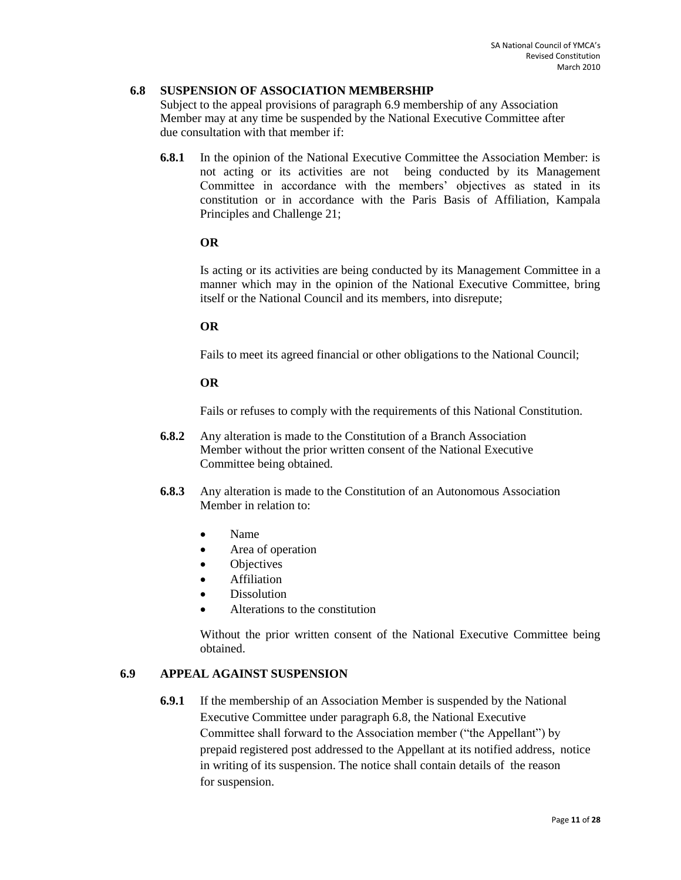### 6.8 SUSPENSION OF ASSOCIATION MEMBERSHIP

Subject to the appeal provisions of paragraph 6.9 membership of any Association Member may at any time be suspended by the National Executive Committee after due consultation with that member if:

**6.8.1** In the opinion of the National Executive Committee the Association Member: is not acting or its activities are not being conducted by its Management Committee in accordance with the members' objectives as stated in its constitution or in accordance with the Paris Basis of Affiliation, Kampala Principles and Challenge 21;

**OR**

Is acting or its activities are being conducted by its Management Committee in a manner which may in the opinion of the National Executive Committee, bring itself or the National Council and its members, into disrepute;

**OR**

Fails to meet its agreed financial or other obligations to the National Council;

**OR**

Fails or refuses to comply with the requirements of this National Constitution.

**6.8.2** Any alteration is made to the Constitution of a Branch Association Member without the prior written consent of the National Executive Committee being obtained.

**6.8.3** Any alteration is made to the Constitution of an Autonomous Association Member in relation to:

- Name
- Area of operation
- Objectives
- Affiliation
- Dissolution
- Alterations to the constitution

Without the prior written consent of the National Executive Committee being obtained.

### 6.9 APPEAL AGAINST SUSPENSION

**6.9.1** If the membership of an Association Member is suspended by the National Executive Committee under paragraph 6.8, the National Executive Committee shall forward to the Association member ("the Appellant") by prepaid registered post addressed to the Appellant at its notified address, notice in writing of its suspension. The notice shall contain details of the reason for suspension.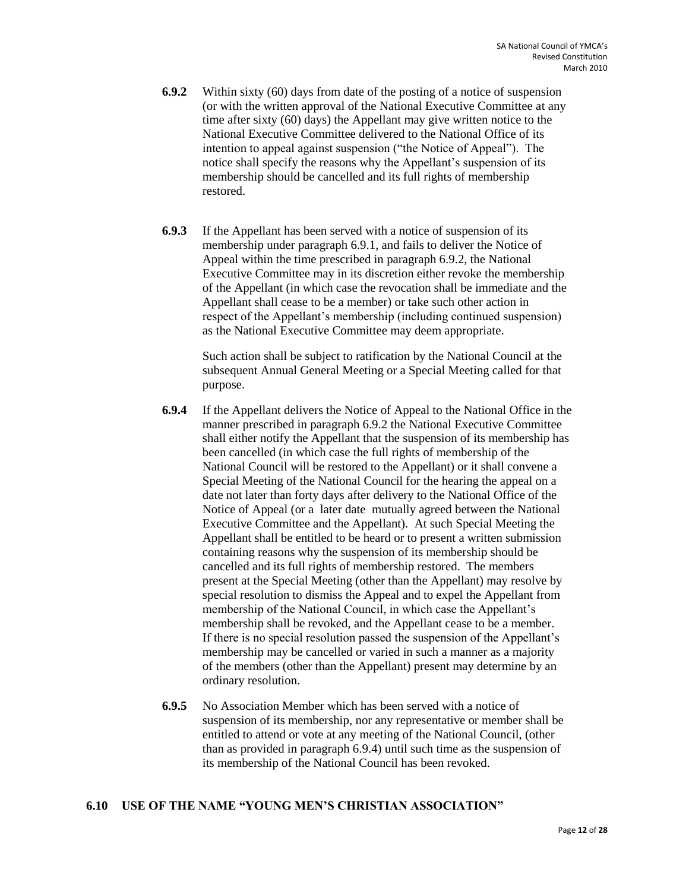**6.9.2** Within sixty (60) days from date of the posting of a notice of suspension (or with the written approval of the National Executive Committee at any time after sixty (60) days) the Appellant may give written notice to the National Executive Committee delivered to the National Office of its intention to appeal against suspension ("the Notice of Appeal"). The notice shall specify the reasons why the Appellant's suspension of its membership should be cancelled and its full rights of membership restored.

**6.9.3** If the Appellant has been served with a notice of suspension of its membership under paragraph 6.9.1, and fails to deliver the Notice of Appeal within the time prescribed in paragraph 6.9.2, the National Executive Committee may in its discretion either revoke the membership of the Appellant (in which case the revocation shall be immediate and the Appellant shall cease to be a member) or take such other action in respect of the Appellant's membership (including continued suspension) as the National Executive Committee may deem appropriate.

Such action shall be subject to ratification by the National Council at the subsequent Annual General Meeting or a Special Meeting called for that purpose.

**6.9.4** If the Appellant delivers the Notice of Appeal to the National Office in the manner prescribed in paragraph 6.9.2 the National Executive Committee shall either notify the Appellant that the suspension of its membership has been cancelled (in which case the full rights of membership of the National Council will be restored to the Appellant) or it shall convene a Special Meeting of the National Council for the hearing the appeal on a date not later than forty days after delivery to the National Office of the Notice of Appeal (or a later date mutually agreed between the National Executive Committee and the Appellant). At such Special Meeting the Appellant shall be entitled to be heard or to present a written submission containing reasons why the suspension of its membership should be cancelled and its full rights of membership restored. The members present at the Special Meeting (other than the Appellant) may resolve by special resolution to dismiss the Appeal and to expel the Appellant from membership of the National Council, in which case the Appellant's membership shall be revoked, and the Appellant cease to be a member. If there is no special resolution passed the suspension of the Appellant's membership may be cancelled or varied in such a manner as a majority of the members (other than the Appellant) present may determine by an ordinary resolution.

**6.9.5** No Association Member which has been served with a notice of suspension of its membership, nor any representative or member shall be entitled to attend or vote at any meeting of the National Council, (other than as provided in paragraph 6.9.4) until such time as the suspension of its membership of the National Council has been revoked.

### 6.10 USE OF THE NAME "YOUNG MEN'S CHRISTIAN ASSOCIATION"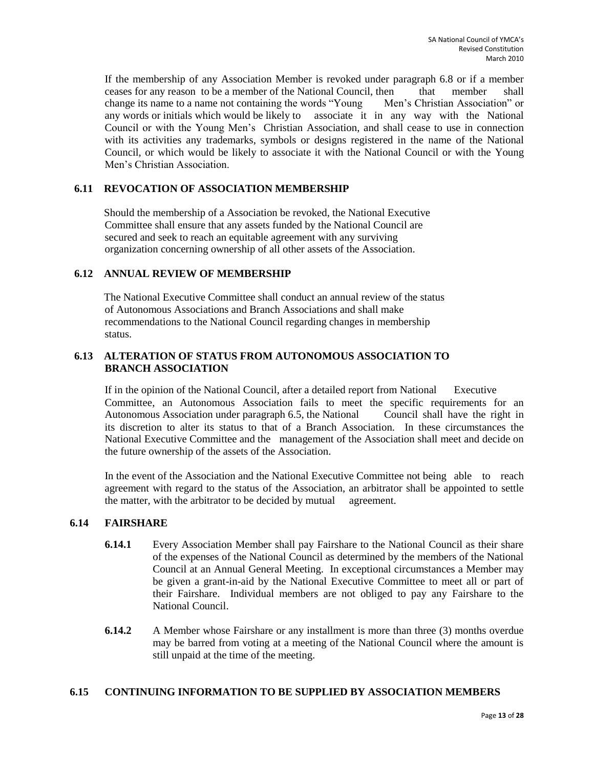If the membership of any Association Member is revoked under paragraph 6.8 or if a member ceases for any reason to be a member of the National Council, then that member shall change its name to a name not containing the words "Young Men's Christian Association" or any words or initials which would be likely to associate it in any way with the National Council or with the Young Men's Christian Association, and shall cease to use in connection with its activities any trademarks, symbols or designs registered in the name of the National Council, or which would be likely to associate it with the National Council or with the Young Men's Christian Association.

### 6.11 REVOCATION OF ASSOCIATION MEMBERSHIP

Should the membership of a Association be revoked, the National Executive Committee shall ensure that any assets funded by the National Council are secured and seek to reach an equitable agreement with any surviving organization concerning ownership of all other assets of the Association.

### 6.12 ANNUAL REVIEW OF MEMBERSHIP

The National Executive Committee shall conduct an annual review of the status of Autonomous Associations and Branch Associations and shall make recommendations to the National Council regarding changes in membership status.

### 6.13 ALTERATION OF STATUS FROM AUTONOMOUS ASSOCIATION TO BRANCH ASSOCIATION

If in the opinion of the National Council, after a detailed report from National Executive Committee, an Autonomous Association fails to meet the specific requirements for an Autonomous Association under paragraph 6.5, the National Council shall have the right in its discretion to alter its status to that of a Branch Association. In these circumstances the National Executive Committee and the management of the Association shall meet and decide on the future ownership of the assets of the Association.

In the event of the Association and the National Executive Committee not being able to reach agreement with regard to the status of the Association, an arbitrator shall be appointed to settle the matter, with the arbitrator to be decided by mutual agreement.

### 6.14 FAIRSHARE

**6.14.1** Every Association Member shall pay Fairshare to the National Council as their share of the expenses of the National Council as determined by the members of the National Council at an Annual General Meeting. In exceptional circumstances a Member may be given a grant-in-aid by the National Executive Committee to meet all or part of their Fairshare. Individual members are not obliged to pay any Fairshare to the National Council.

**6.14.2** A Member whose Fairshare or any installment is more than three (3) months overdue may be barred from voting at a meeting of the National Council where the amount is still unpaid at the time of the meeting.

### 6.15 CONTINUING INFORMATION TO BE SUPPLIED BY ASSOCIATION MEMBERS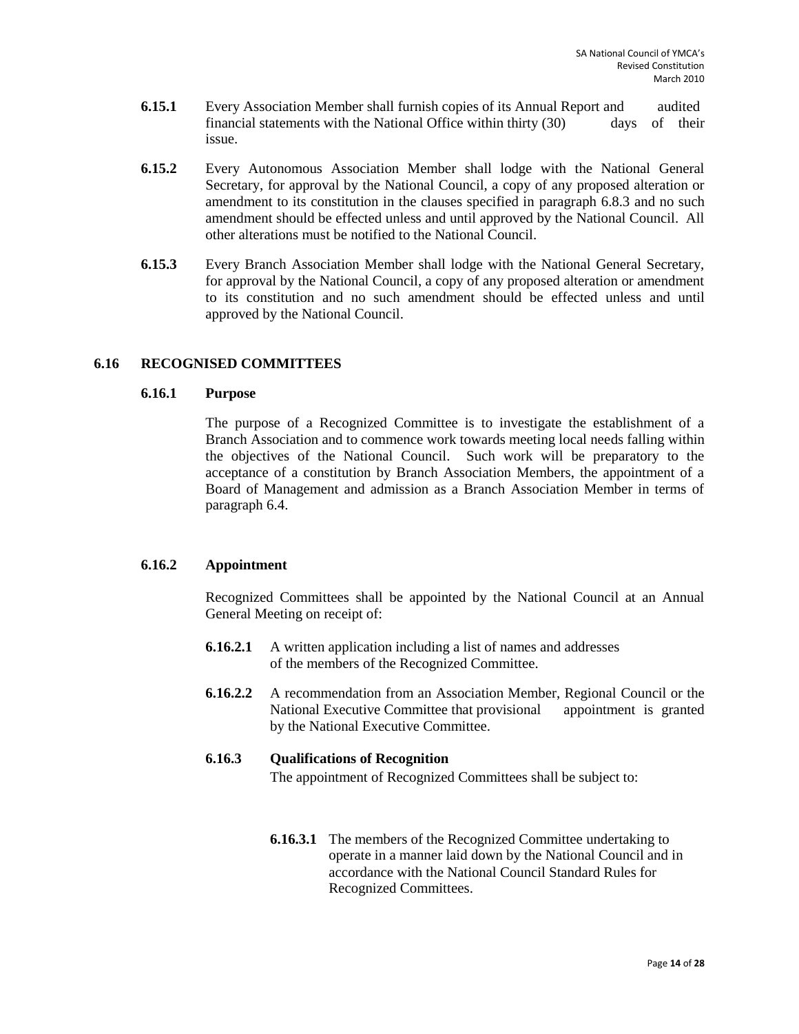**6.15.1** Every Association Member shall furnish copies of its Annual Report and audited financial statements with the National Office within thirty (30) days of their issue.

**6.15.2** Every Autonomous Association Member shall lodge with the National General Secretary, for approval by the National Council, a copy of any proposed alteration or amendment to its constitution in the clauses specified in paragraph 6.8.3 and no such amendment should be effected unless and until approved by the National Council. All other alterations must be notified to the National Council.

**6.15.3** Every Branch Association Member shall lodge with the National General Secretary, for approval by the National Council, a copy of any proposed alteration or amendment to its constitution and no such amendment should be effected unless and until approved by the National Council.

## 6.16 RECOGNISED COMMITTEES

### 6.16.1 Purpose

The purpose of a Recognized Committee is to investigate the establishment of a Branch Association and to commence work towards meeting local needs falling within the objectives of the National Council. Such work will be preparatory to the acceptance of a constitution by Branch Association Members, the appointment of a Board of Management and admission as a Branch Association Member in terms of paragraph 6.4.

### 6.16.2 Appointment

Recognized Committees shall be appointed by the National Council at an Annual General Meeting on receipt of:

**6.16.2.1** A written application including a list of names and addresses of the members of the Recognized Committee.

**6.16.2.2** A recommendation from an Association Member, Regional Council or the National Executive Committee that provisional appointment is granted by the National Executive Committee.

### 6.16.3 Qualifications of Recognition

The appointment of Recognized Committees shall be subject to:

**6.16.3.1** The members of the Recognized Committee undertaking to operate in a manner laid down by the National Council and in accordance with the National Council Standard Rules for Recognized Committees.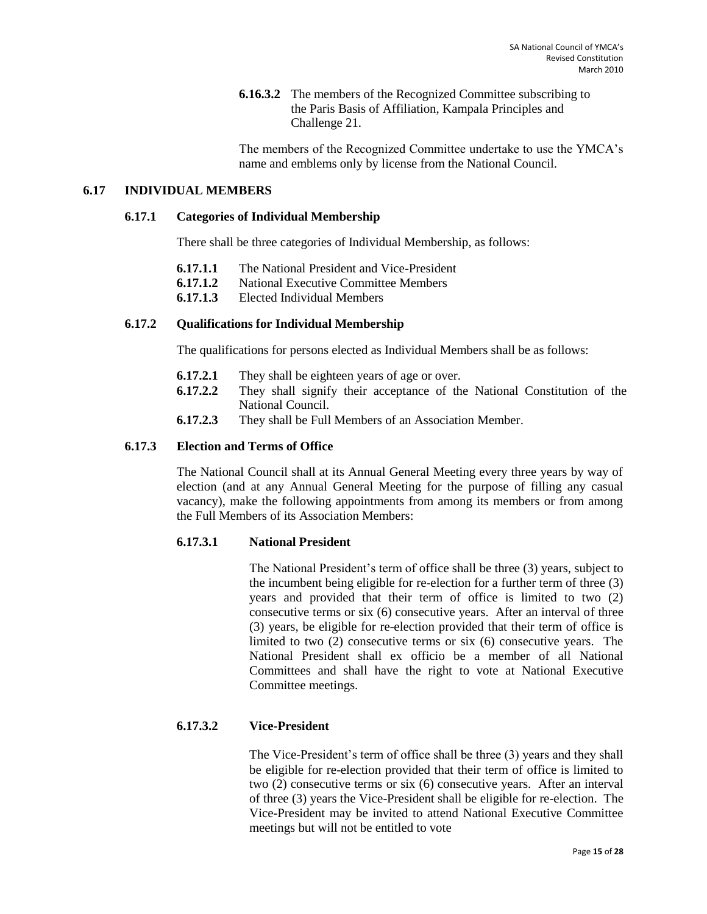**6.16.3.2** The members of the Recognized Committee subscribing to the Paris Basis of Affiliation, Kampala Principles and Challenge 21.

The members of the Recognized Committee undertake to use the YMCA's name and emblems only by license from the National Council.

## 6.17 INDIVIDUAL MEMBERS

### 6.17.1 Categories of Individual Membership

There shall be three categories of Individual Membership, as follows:

- **6.17.1.1** The National President and Vice-President
- **6.17.1.2** National Executive Committee Members
- **6.17.1.3** Elected Individual Members

### 6.17.2 Qualifications for Individual Membership

The qualifications for persons elected as Individual Members shall be as follows:

- **6.17.2.1** They shall be eighteen years of age or over.
- **6.17.2.2** They shall signify their acceptance of the National Constitution of the National Council.
- **6.17.2.3** They shall be Full Members of an Association Member.

### 6.17.3 Election and Terms of Office

The National Council shall at its Annual General Meeting every three years by way of election (and at any Annual General Meeting for the purpose of filling any casual vacancy), make the following appointments from among its members or from among the Full Members of its Association Members:

#### 6.17.3.1 National President

The National President's term of office shall be three (3) years, subject to the incumbent being eligible for re-election for a further term of three (3) years and provided that their term of office is limited to two (2) consecutive terms or six (6) consecutive years. After an interval of three (3) years, be eligible for re-election provided that their term of office is limited to two (2) consecutive terms or six (6) consecutive years. The National President shall ex officio be a member of all National Committees and shall have the right to vote at National Executive Committee meetings.

#### 6.17.3.2 Vice-President

The Vice-President's term of office shall be three (3) years and they shall be eligible for re-election provided that their term of office is limited to two (2) consecutive terms or six (6) consecutive years. After an interval of three (3) years the Vice-President shall be eligible for re-election. The Vice-President may be invited to attend National Executive Committee meetings but will not be entitled to vote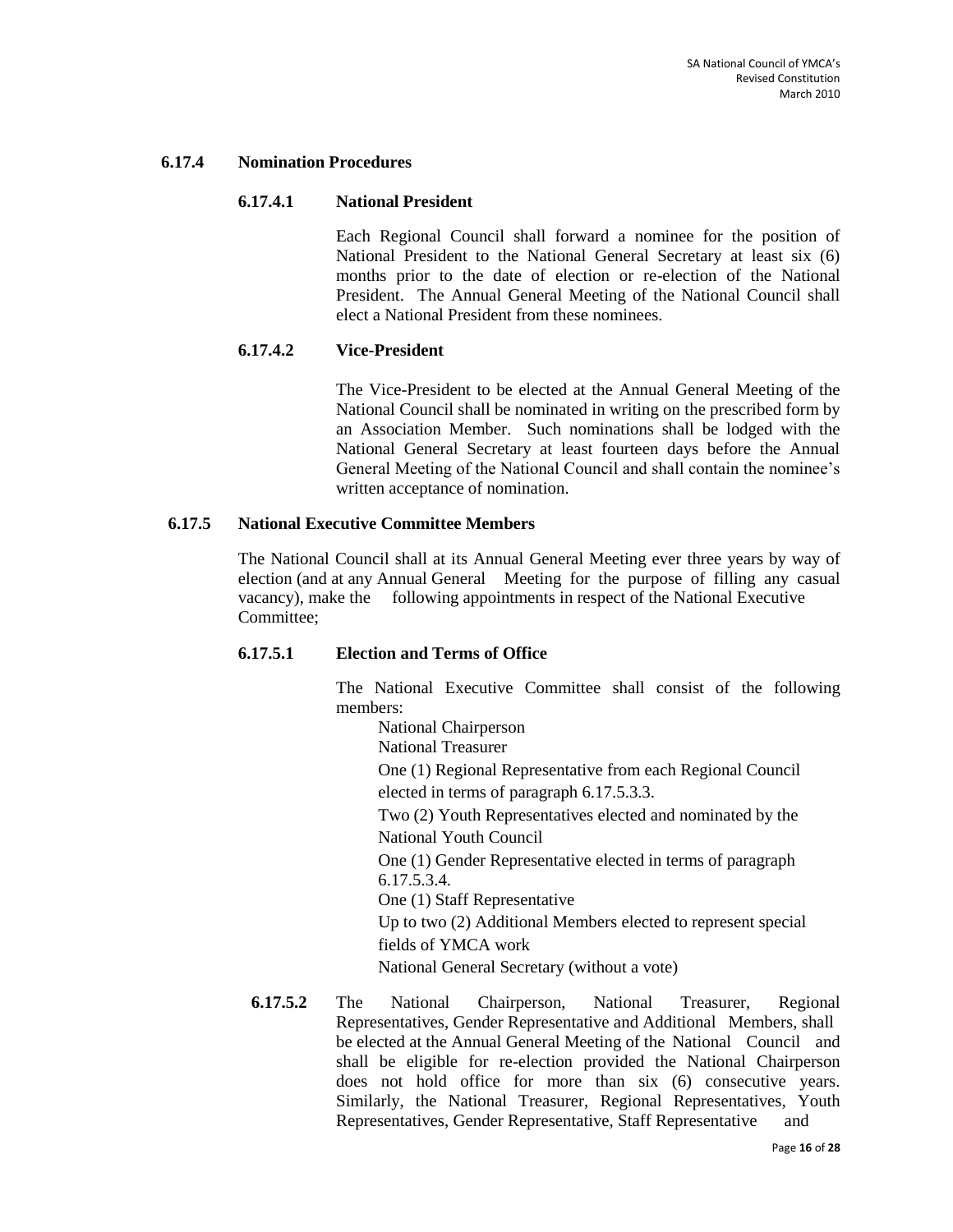### 6.17.4 Nomination Procedures

#### 6.17.4.1 National President

Each Regional Council shall forward a nominee for the position of National President to the National General Secretary at least six (6) months prior to the date of election or re-election of the National President. The Annual General Meeting of the National Council shall elect a National President from these nominees.

#### 6.17.4.2 Vice-President

The Vice-President to be elected at the Annual General Meeting of the National Council shall be nominated in writing on the prescribed form by an Association Member. Such nominations shall be lodged with the National General Secretary at least fourteen days before the Annual General Meeting of the National Council and shall contain the nominee's written acceptance of nomination.

### 6.17.5 National Executive Committee Members

The National Council shall at its Annual General Meeting ever three years by way of election (and at any Annual General Meeting for the purpose of filling any casual vacancy), make the following appointments in respect of the National Executive Committee;

#### 6.17.5.1 Election and Terms of Office

The National Executive Committee shall consist of the following members:

National Chairperson
National Treasurer
One (1) Regional Representative from each Regional Council elected in terms of paragraph 6.17.5.3.3.
Two (2) Youth Representatives elected and nominated by the National Youth Council
One (1) Gender Representative elected in terms of paragraph 6.17.5.3.4.
One (1) Staff Representative
Up to two (2) Additional Members elected to represent special fields of YMCA work
National General Secretary (without a vote)

**6.17.5.2** The National Chairperson, National Treasurer, Regional Representatives, Gender Representative and Additional Members, shall be elected at the Annual General Meeting of the National Council and shall be eligible for re-election provided the National Chairperson does not hold office for more than six (6) consecutive years. Similarly, the National Treasurer, Regional Representatives, Youth Representatives, Gender Representative, Staff Representative and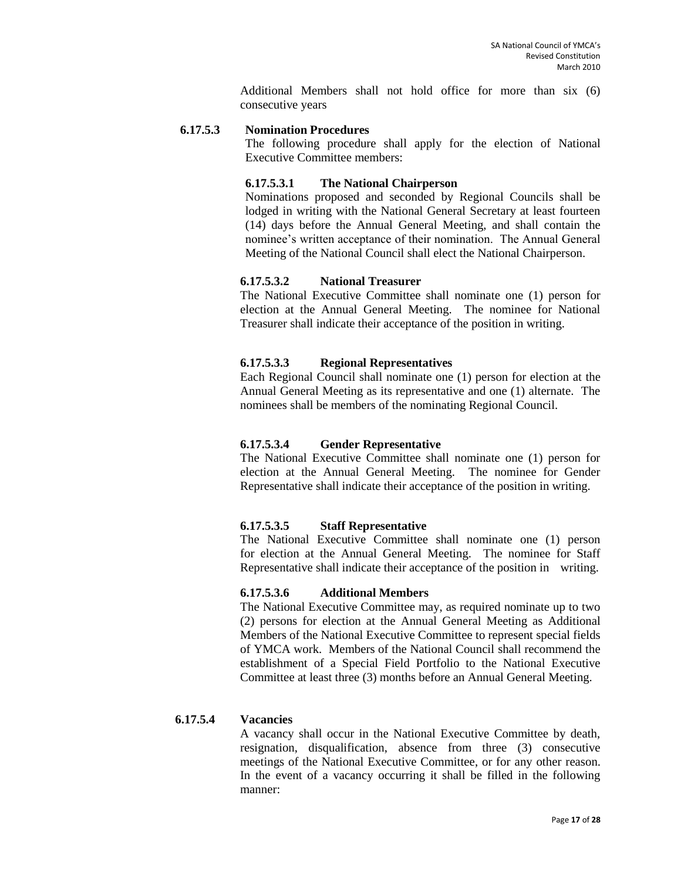Additional Members shall not hold office for more than six (6) consecutive years

**6.17.5.3 Nomination Procedures**

The following procedure shall apply for the election of National Executive Committee members:

**6.17.5.3.1 The National Chairperson**

Nominations proposed and seconded by Regional Councils shall be lodged in writing with the National General Secretary at least fourteen (14) days before the Annual General Meeting, and shall contain the nominee's written acceptance of their nomination. The Annual General Meeting of the National Council shall elect the National Chairperson.

**6.17.5.3.2 National Treasurer**

The National Executive Committee shall nominate one (1) person for election at the Annual General Meeting. The nominee for National Treasurer shall indicate their acceptance of the position in writing.

**6.17.5.3.3 Regional Representatives**

Each Regional Council shall nominate one (1) person for election at the Annual General Meeting as its representative and one (1) alternate. The nominees shall be members of the nominating Regional Council.

**6.17.5.3.4 Gender Representative**

The National Executive Committee shall nominate one (1) person for election at the Annual General Meeting. The nominee for Gender Representative shall indicate their acceptance of the position in writing.

**6.17.5.3.5 Staff Representative**

The National Executive Committee shall nominate one (1) person for election at the Annual General Meeting. The nominee for Staff Representative shall indicate their acceptance of the position in writing.

**6.17.5.3.6 Additional Members**

The National Executive Committee may, as required nominate up to two (2) persons for election at the Annual General Meeting as Additional Members of the National Executive Committee to represent special fields of YMCA work. Members of the National Council shall recommend the establishment of a Special Field Portfolio to the National Executive Committee at least three (3) months before an Annual General Meeting.

**6.17.5.4 Vacancies**

A vacancy shall occur in the National Executive Committee by death, resignation, disqualification, absence from three (3) consecutive meetings of the National Executive Committee, or for any other reason. In the event of a vacancy occurring it shall be filled in the following manner: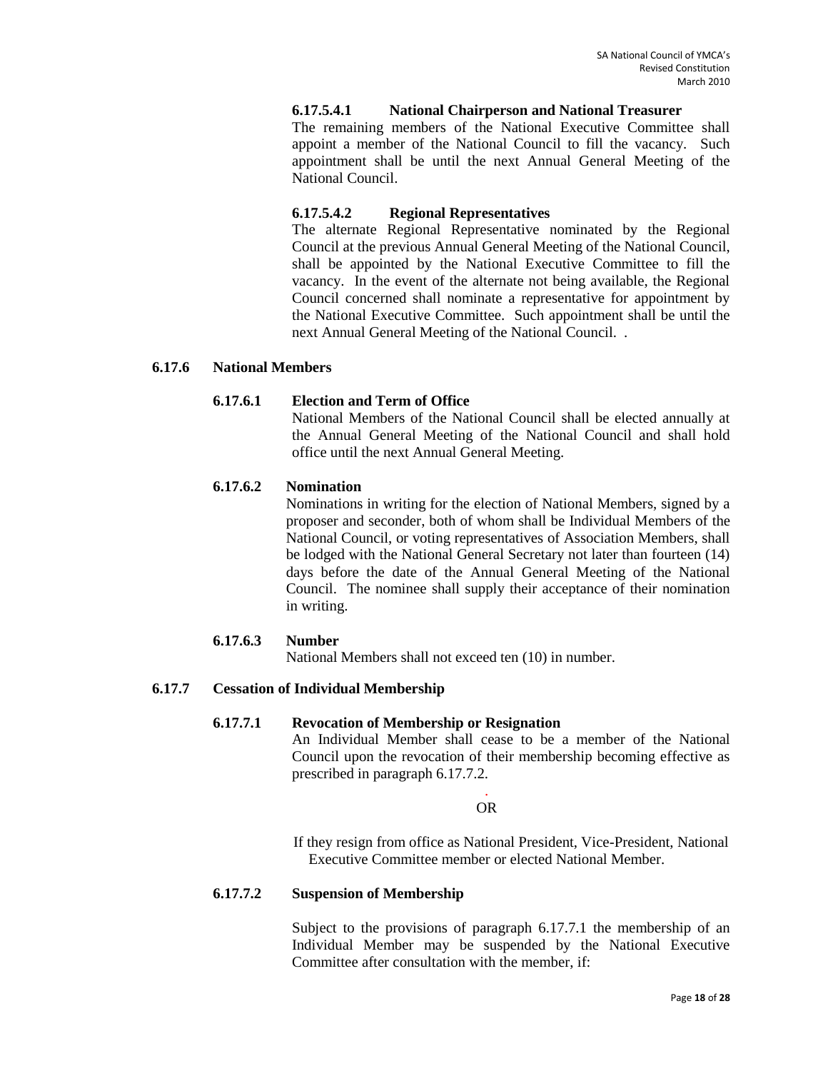#### 6.17.5.4.1 National Chairperson and National Treasurer

The remaining members of the National Executive Committee shall appoint a member of the National Council to fill the vacancy. Such appointment shall be until the next Annual General Meeting of the National Council.

#### 6.17.5.4.2 Regional Representatives

The alternate Regional Representative nominated by the Regional Council at the previous Annual General Meeting of the National Council, shall be appointed by the National Executive Committee to fill the vacancy. In the event of the alternate not being available, the Regional Council concerned shall nominate a representative for appointment by the National Executive Committee. Such appointment shall be until the next Annual General Meeting of the National Council. .

### 6.17.6 National Members

#### 6.17.6.1 Election and Term of Office

National Members of the National Council shall be elected annually at the Annual General Meeting of the National Council and shall hold office until the next Annual General Meeting.

#### 6.17.6.2 Nomination

Nominations in writing for the election of National Members, signed by a proposer and seconder, both of whom shall be Individual Members of the National Council, or voting representatives of Association Members, shall be lodged with the National General Secretary not later than fourteen (14) days before the date of the Annual General Meeting of the National Council. The nominee shall supply their acceptance of their nomination in writing.

#### 6.17.6.3 Number

National Members shall not exceed ten (10) in number.

### 6.17.7 Cessation of Individual Membership

#### 6.17.7.1 Revocation of Membership or Resignation

An Individual Member shall cease to be a member of the National Council upon the revocation of their membership becoming effective as prescribed in paragraph 6.17.7.2.

OR

If they resign from office as National President, Vice-President, National Executive Committee member or elected National Member.

#### 6.17.7.2 Suspension of Membership

Subject to the provisions of paragraph 6.17.7.1 the membership of an Individual Member may be suspended by the National Executive Committee after consultation with the member, if: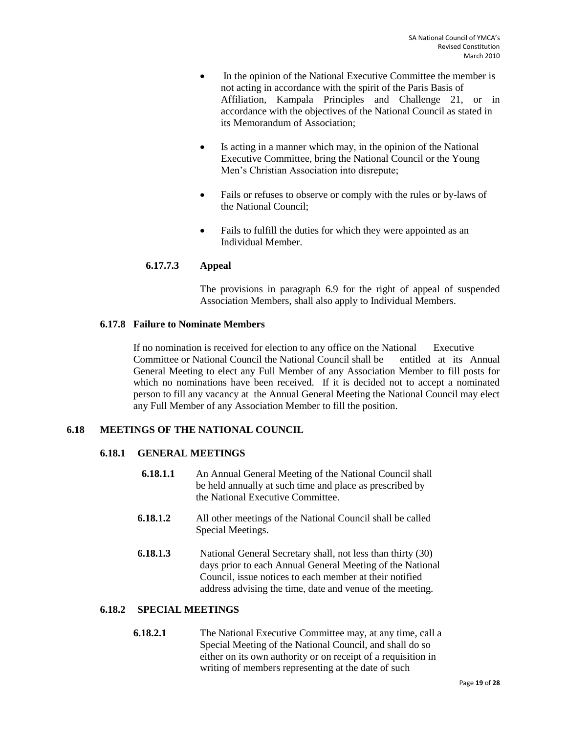- In the opinion of the National Executive Committee the member is not acting in accordance with the spirit of the Paris Basis of Affiliation, Kampala Principles and Challenge 21, or in accordance with the objectives of the National Council as stated in its Memorandum of Association;

- Is acting in a manner which may, in the opinion of the National Executive Committee, bring the National Council or the Young Men's Christian Association into disrepute;

- Fails or refuses to observe or comply with the rules or by-laws of the National Council;

- Fails to fulfill the duties for which they were appointed as an Individual Member.

**6.17.7.3 Appeal**

The provisions in paragraph 6.9 for the right of appeal of suspended Association Members, shall also apply to Individual Members.

**6.17.8 Failure to Nominate Members**

If no nomination is received for election to any office on the National Executive Committee or National Council the National Council shall be entitled at its Annual General Meeting to elect any Full Member of any Association Member to fill posts for which no nominations have been received. If it is decided not to accept a nominated person to fill any vacancy at the Annual General Meeting the National Council may elect any Full Member of any Association Member to fill the position.

## 6.18 MEETINGS OF THE NATIONAL COUNCIL

### 6.18.1 GENERAL MEETINGS

**6.18.1.1** An Annual General Meeting of the National Council shall be held annually at such time and place as prescribed by the National Executive Committee.

**6.18.1.2** All other meetings of the National Council shall be called Special Meetings.

**6.18.1.3** National General Secretary shall, not less than thirty (30) days prior to each Annual General Meeting of the National Council, issue notices to each member at their notified address advising the time, date and venue of the meeting.

### 6.18.2 SPECIAL MEETINGS

**6.18.2.1** The National Executive Committee may, at any time, call a Special Meeting of the National Council, and shall do so either on its own authority or on receipt of a requisition in writing of members representing at the date of such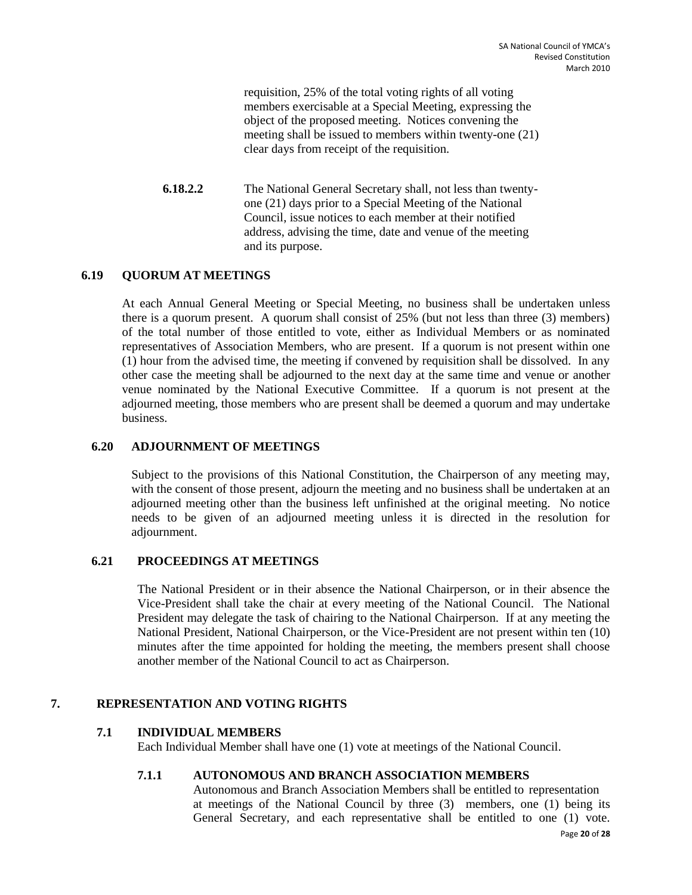requisition, 25% of the total voting rights of all voting members exercisable at a Special Meeting, expressing the object of the proposed meeting. Notices convening the meeting shall be issued to members within twenty-one (21) clear days from receipt of the requisition.

**6.18.2.2** The National General Secretary shall, not less than twenty-one (21) days prior to a Special Meeting of the National Council, issue notices to each member at their notified address, advising the time, date and venue of the meeting and its purpose.

### 6.19 QUORUM AT MEETINGS

At each Annual General Meeting or Special Meeting, no business shall be undertaken unless there is a quorum present. A quorum shall consist of 25% (but not less than three (3) members) of the total number of those entitled to vote, either as Individual Members or as nominated representatives of Association Members, who are present. If a quorum is not present within one (1) hour from the advised time, the meeting if convened by requisition shall be dissolved. In any other case the meeting shall be adjourned to the next day at the same time and venue or another venue nominated by the National Executive Committee. If a quorum is not present at the adjourned meeting, those members who are present shall be deemed a quorum and may undertake business.

### 6.20 ADJOURNMENT OF MEETINGS

Subject to the provisions of this National Constitution, the Chairperson of any meeting may, with the consent of those present, adjourn the meeting and no business shall be undertaken at an adjourned meeting other than the business left unfinished at the original meeting. No notice needs to be given of an adjourned meeting unless it is directed in the resolution for adjournment.

### 6.21 PROCEEDINGS AT MEETINGS

The National President or in their absence the National Chairperson, or in their absence the Vice-President shall take the chair at every meeting of the National Council. The National President may delegate the task of chairing to the National Chairperson. If at any meeting the National President, National Chairperson, or the Vice-President are not present within ten (10) minutes after the time appointed for holding the meeting, the members present shall choose another member of the National Council to act as Chairperson.

## 7. REPRESENTATION AND VOTING RIGHTS

### 7.1 INDIVIDUAL MEMBERS

Each Individual Member shall have one (1) vote at meetings of the National Council.

#### 7.1.1 AUTONOMOUS AND BRANCH ASSOCIATION MEMBERS

Autonomous and Branch Association Members shall be entitled to representation at meetings of the National Council by three (3) members, one (1) being its General Secretary, and each representative shall be entitled to one (1) vote.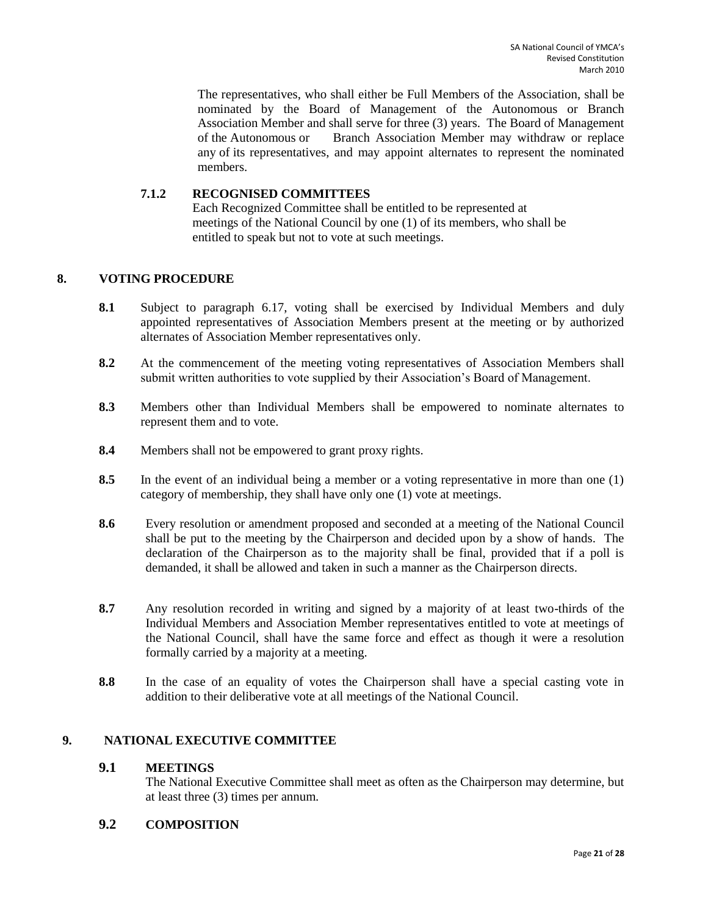The representatives, who shall either be Full Members of the Association, shall be nominated by the Board of Management of the Autonomous or Branch Association Member and shall serve for three (3) years. The Board of Management of the Autonomous or Branch Association Member may withdraw or replace any of its representatives, and may appoint alternates to represent the nominated members.

#### 7.1.2 RECOGNISED COMMITTEES

Each Recognized Committee shall be entitled to be represented at meetings of the National Council by one (1) of its members, who shall be entitled to speak but not to vote at such meetings.

## 8. VOTING PROCEDURE

**8.1** Subject to paragraph 6.17, voting shall be exercised by Individual Members and duly appointed representatives of Association Members present at the meeting or by authorized alternates of Association Member representatives only.

**8.2** At the commencement of the meeting voting representatives of Association Members shall submit written authorities to vote supplied by their Association's Board of Management.

**8.3** Members other than Individual Members shall be empowered to nominate alternates to represent them and to vote.

**8.4** Members shall not be empowered to grant proxy rights.

**8.5** In the event of an individual being a member or a voting representative in more than one (1) category of membership, they shall have only one (1) vote at meetings.

**8.6** Every resolution or amendment proposed and seconded at a meeting of the National Council shall be put to the meeting by the Chairperson and decided upon by a show of hands. The declaration of the Chairperson as to the majority shall be final, provided that if a poll is demanded, it shall be allowed and taken in such a manner as the Chairperson directs.

**8.7** Any resolution recorded in writing and signed by a majority of at least two-thirds of the Individual Members and Association Member representatives entitled to vote at meetings of the National Council, shall have the same force and effect as though it were a resolution formally carried by a majority at a meeting.

**8.8** In the case of an equality of votes the Chairperson shall have a special casting vote in addition to their deliberative vote at all meetings of the National Council.

## 9. NATIONAL EXECUTIVE COMMITTEE

### 9.1 MEETINGS

The National Executive Committee shall meet as often as the Chairperson may determine, but at least three (3) times per annum.

### 9.2 COMPOSITION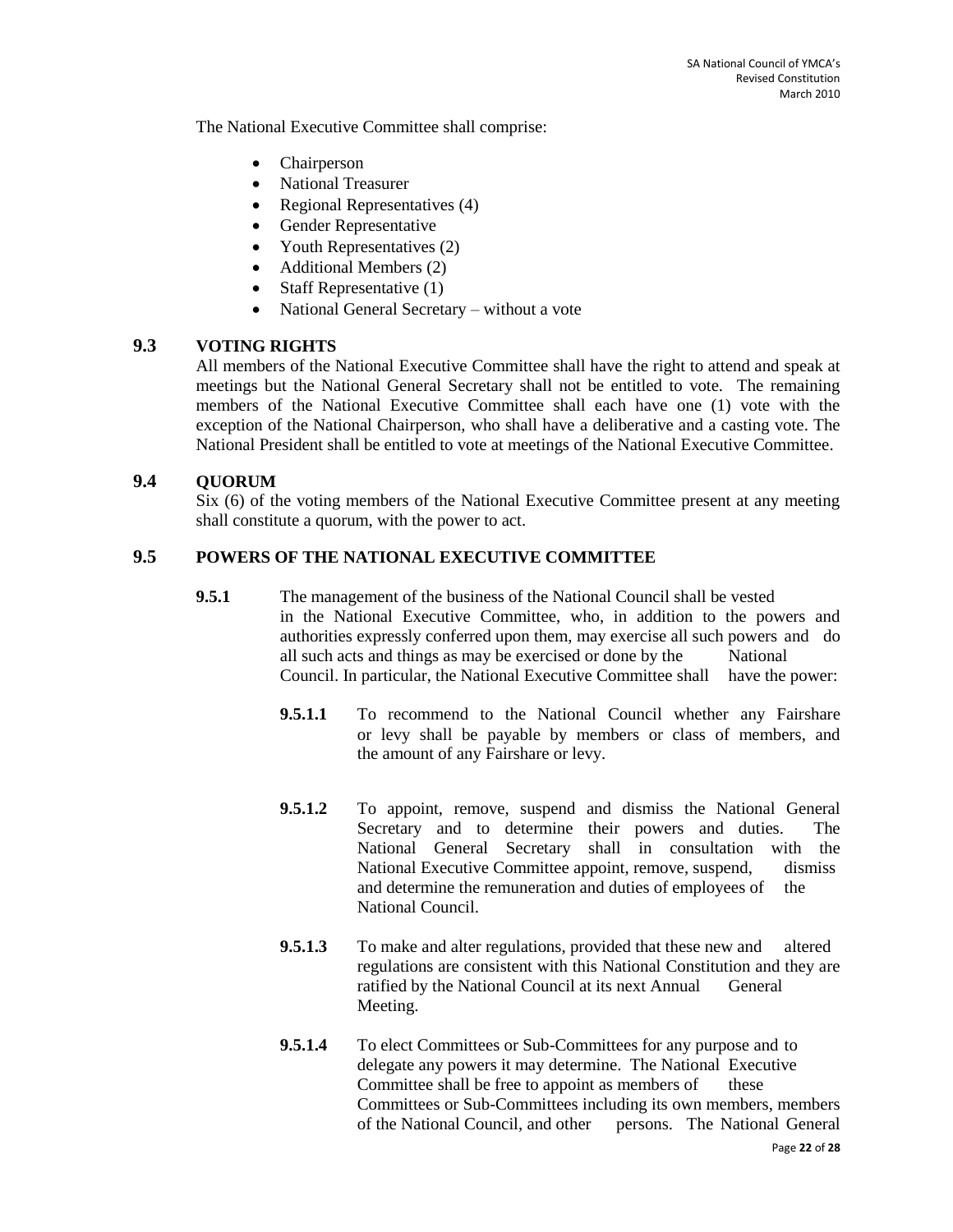The National Executive Committee shall comprise:

- Chairperson
- National Treasurer
- Regional Representatives (4)
- Gender Representative
- Youth Representatives (2)
- Additional Members (2)
- Staff Representative (1)
- National General Secretary – without a vote

## 9.3 VOTING RIGHTS

All members of the National Executive Committee shall have the right to attend and speak at meetings but the National General Secretary shall not be entitled to vote. The remaining members of the National Executive Committee shall each have one (1) vote with the exception of the National Chairperson, who shall have a deliberative and a casting vote. The National President shall be entitled to vote at meetings of the National Executive Committee.

## 9.4 QUORUM

Six (6) of the voting members of the National Executive Committee present at any meeting shall constitute a quorum, with the power to act.

## 9.5 POWERS OF THE NATIONAL EXECUTIVE COMMITTEE

**9.5.1** The management of the business of the National Council shall be vested in the National Executive Committee, who, in addition to the powers and authorities expressly conferred upon them, may exercise all such powers and do all such acts and things as may be exercised or done by the National Council. In particular, the National Executive Committee shall have the power:

**9.5.1.1** To recommend to the National Council whether any Fairshare or levy shall be payable by members or class of members, and the amount of any Fairshare or levy.

**9.5.1.2** To appoint, remove, suspend and dismiss the National General Secretary and to determine their powers and duties. The National General Secretary shall in consultation with the National Executive Committee appoint, remove, suspend, dismiss and determine the remuneration and duties of employees of the National Council.

**9.5.1.3** To make and alter regulations, provided that these new and altered regulations are consistent with this National Constitution and they are ratified by the National Council at its next Annual General Meeting.

**9.5.1.4** To elect Committees or Sub-Committees for any purpose and to delegate any powers it may determine. The National Executive Committee shall be free to appoint as members of these Committees or Sub-Committees including its own members, members of the National Council, and other persons. The National General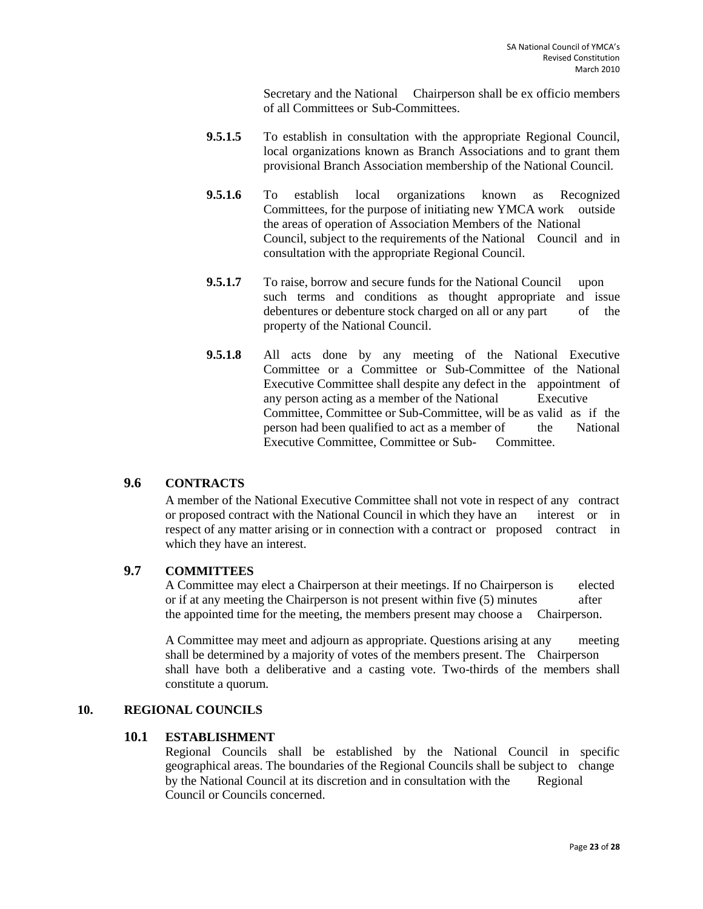Secretary and the National Chairperson shall be ex officio members of all Committees or Sub-Committees.

**9.5.1.5** To establish in consultation with the appropriate Regional Council, local organizations known as Branch Associations and to grant them provisional Branch Association membership of the National Council.

**9.5.1.6** To establish local organizations known as Recognized Committees, for the purpose of initiating new YMCA work outside the areas of operation of Association Members of the National Council, subject to the requirements of the National Council and in consultation with the appropriate Regional Council.

**9.5.1.7** To raise, borrow and secure funds for the National Council upon such terms and conditions as thought appropriate and issue debentures or debenture stock charged on all or any part of the property of the National Council.

**9.5.1.8** All acts done by any meeting of the National Executive Committee or a Committee or Sub-Committee of the National Executive Committee shall despite any defect in the appointment of any person acting as a member of the National Executive Committee, Committee or Sub-Committee, will be as valid as if the person had been qualified to act as a member of the National Executive Committee, Committee or Sub- Committee.

### 9.6 CONTRACTS

A member of the National Executive Committee shall not vote in respect of any contract or proposed contract with the National Council in which they have an interest or in respect of any matter arising or in connection with a contract or proposed contract in which they have an interest.

### 9.7 COMMITTEES

A Committee may elect a Chairperson at their meetings. If no Chairperson is elected or if at any meeting the Chairperson is not present within five (5) minutes after the appointed time for the meeting, the members present may choose a Chairperson.

A Committee may meet and adjourn as appropriate. Questions arising at any meeting shall be determined by a majority of votes of the members present. The Chairperson shall have both a deliberative and a casting vote. Two-thirds of the members shall constitute a quorum.

## 10. REGIONAL COUNCILS

### 10.1 ESTABLISHMENT

Regional Councils shall be established by the National Council in specific geographical areas. The boundaries of the Regional Councils shall be subject to change by the National Council at its discretion and in consultation with the Regional Council or Councils concerned.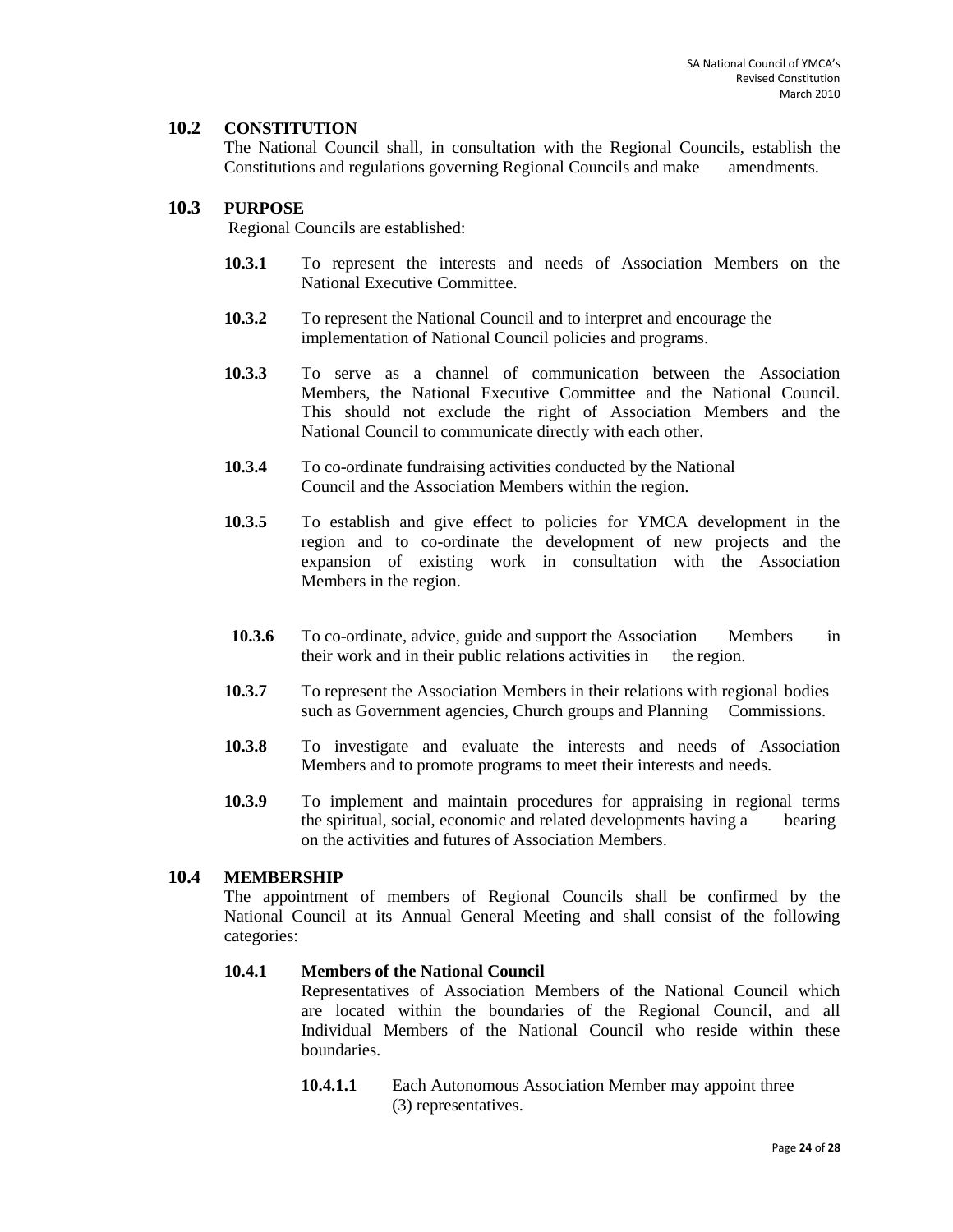## 10.2 CONSTITUTION

The National Council shall, in consultation with the Regional Councils, establish the Constitutions and regulations governing Regional Councils and make amendments.

## 10.3 PURPOSE

Regional Councils are established:

**10.3.1** To represent the interests and needs of Association Members on the National Executive Committee.

**10.3.2** To represent the National Council and to interpret and encourage the implementation of National Council policies and programs.

**10.3.3** To serve as a channel of communication between the Association Members, the National Executive Committee and the National Council. This should not exclude the right of Association Members and the National Council to communicate directly with each other.

**10.3.4** To co-ordinate fundraising activities conducted by the National Council and the Association Members within the region.

**10.3.5** To establish and give effect to policies for YMCA development in the region and to co-ordinate the development of new projects and the expansion of existing work in consultation with the Association Members in the region.

**10.3.6** To co-ordinate, advice, guide and support the Association Members in their work and in their public relations activities in the region.

**10.3.7** To represent the Association Members in their relations with regional bodies such as Government agencies, Church groups and Planning Commissions.

**10.3.8** To investigate and evaluate the interests and needs of Association Members and to promote programs to meet their interests and needs.

**10.3.9** To implement and maintain procedures for appraising in regional terms the spiritual, social, economic and related developments having a bearing on the activities and futures of Association Members.

## 10.4 MEMBERSHIP

The appointment of members of Regional Councils shall be confirmed by the National Council at its Annual General Meeting and shall consist of the following categories:

### 10.4.1 Members of the National Council

Representatives of Association Members of the National Council which are located within the boundaries of the Regional Council, and all Individual Members of the National Council who reside within these boundaries.

**10.4.1.1** Each Autonomous Association Member may appoint three (3) representatives.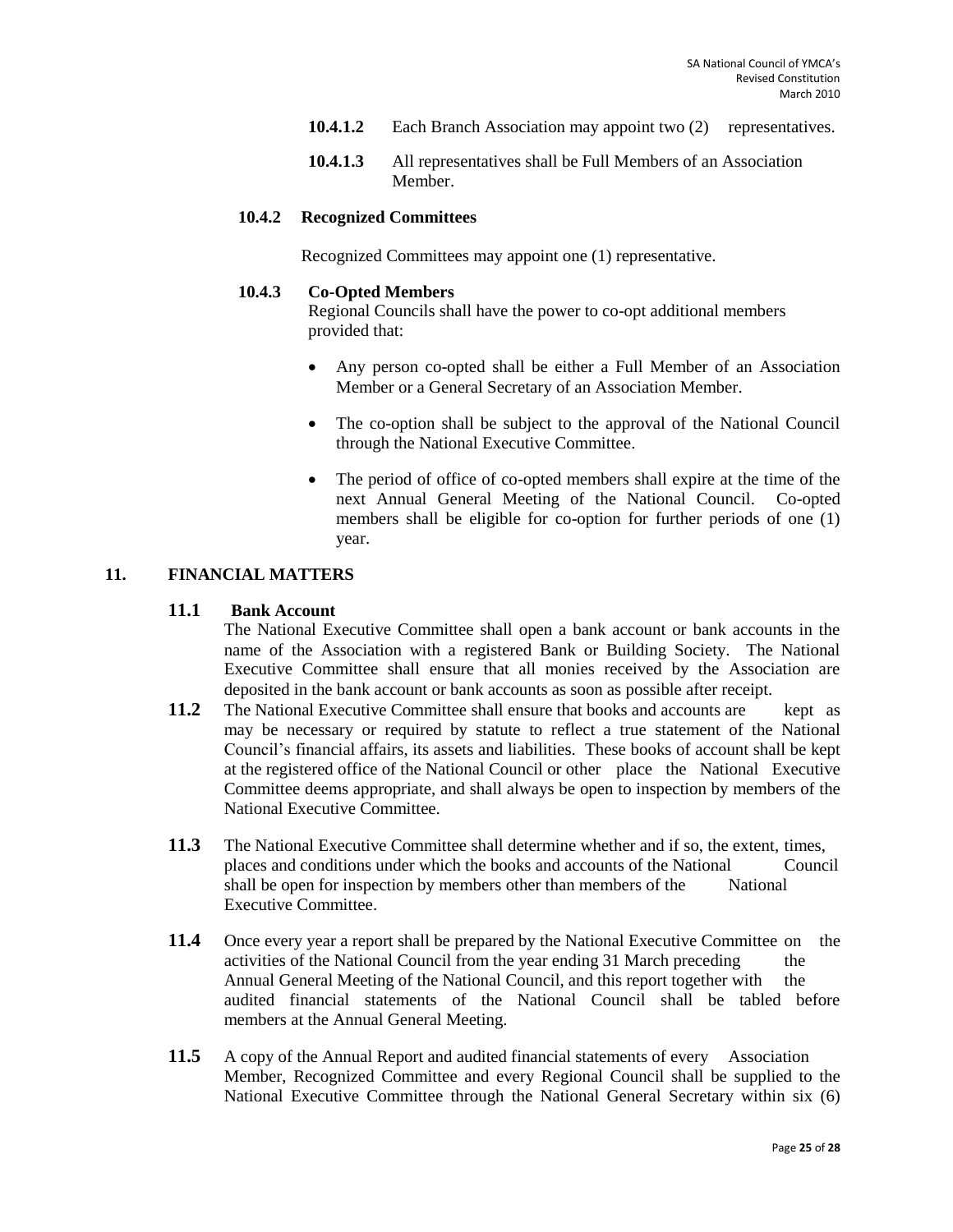**10.4.1.2** Each Branch Association may appoint two (2) representatives.

**10.4.1.3** All representatives shall be Full Members of an Association Member.

**10.4.2 Recognized Committees**

Recognized Committees may appoint one (1) representative.

**10.4.3 Co-Opted Members**

Regional Councils shall have the power to co-opt additional members provided that:

- Any person co-opted shall be either a Full Member of an Association Member or a General Secretary of an Association Member.
- The co-option shall be subject to the approval of the National Council through the National Executive Committee.
- The period of office of co-opted members shall expire at the time of the next Annual General Meeting of the National Council. Co-opted members shall be eligible for co-option for further periods of one (1) year.

## 11. FINANCIAL MATTERS

**11.1 Bank Account**

The National Executive Committee shall open a bank account or bank accounts in the name of the Association with a registered Bank or Building Society. The National Executive Committee shall ensure that all monies received by the Association are deposited in the bank account or bank accounts as soon as possible after receipt.

**11.2** The National Executive Committee shall ensure that books and accounts are kept as may be necessary or required by statute to reflect a true statement of the National Council's financial affairs, its assets and liabilities. These books of account shall be kept at the registered office of the National Council or other place the National Executive Committee deems appropriate, and shall always be open to inspection by members of the National Executive Committee.

**11.3** The National Executive Committee shall determine whether and if so, the extent, times, places and conditions under which the books and accounts of the National Council shall be open for inspection by members other than members of the National Executive Committee.

**11.4** Once every year a report shall be prepared by the National Executive Committee on the activities of the National Council from the year ending 31 March preceding the Annual General Meeting of the National Council, and this report together with the audited financial statements of the National Council shall be tabled before members at the Annual General Meeting.

**11.5** A copy of the Annual Report and audited financial statements of every Association Member, Recognized Committee and every Regional Council shall be supplied to the National Executive Committee through the National General Secretary within six (6)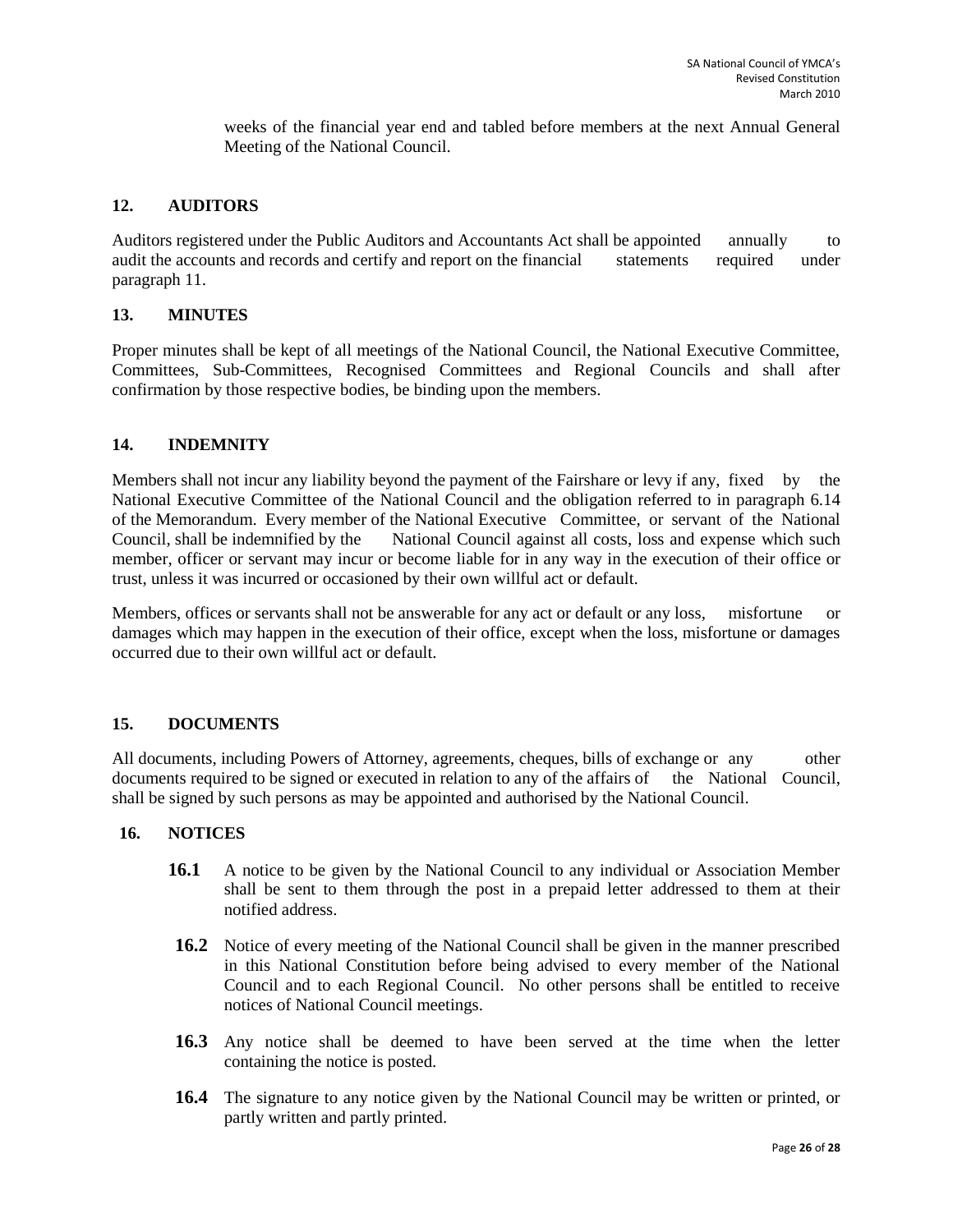weeks of the financial year end and tabled before members at the next Annual General Meeting of the National Council.

## 12. AUDITORS

Auditors registered under the Public Auditors and Accountants Act shall be appointed annually to audit the accounts and records and certify and report on the financial statements required under paragraph 11.

## 13. MINUTES

Proper minutes shall be kept of all meetings of the National Council, the National Executive Committee, Committees, Sub-Committees, Recognised Committees and Regional Councils and shall after confirmation by those respective bodies, be binding upon the members.

## 14. INDEMNITY

Members shall not incur any liability beyond the payment of the Fairshare or levy if any, fixed by the National Executive Committee of the National Council and the obligation referred to in paragraph 6.14 of the Memorandum. Every member of the National Executive Committee, or servant of the National Council, shall be indemnified by the National Council against all costs, loss and expense which such member, officer or servant may incur or become liable for in any way in the execution of their office or trust, unless it was incurred or occasioned by their own willful act or default.

Members, offices or servants shall not be answerable for any act or default or any loss, misfortune or damages which may happen in the execution of their office, except when the loss, misfortune or damages occurred due to their own willful act or default.

## 15. DOCUMENTS

All documents, including Powers of Attorney, agreements, cheques, bills of exchange or any other documents required to be signed or executed in relation to any of the affairs of the National Council, shall be signed by such persons as may be appointed and authorised by the National Council.

## 16. NOTICES

**16.1** A notice to be given by the National Council to any individual or Association Member shall be sent to them through the post in a prepaid letter addressed to them at their notified address.

**16.2** Notice of every meeting of the National Council shall be given in the manner prescribed in this National Constitution before being advised to every member of the National Council and to each Regional Council. No other persons shall be entitled to receive notices of National Council meetings.

**16.3** Any notice shall be deemed to have been served at the time when the letter containing the notice is posted.

**16.4** The signature to any notice given by the National Council may be written or printed, or partly written and partly printed.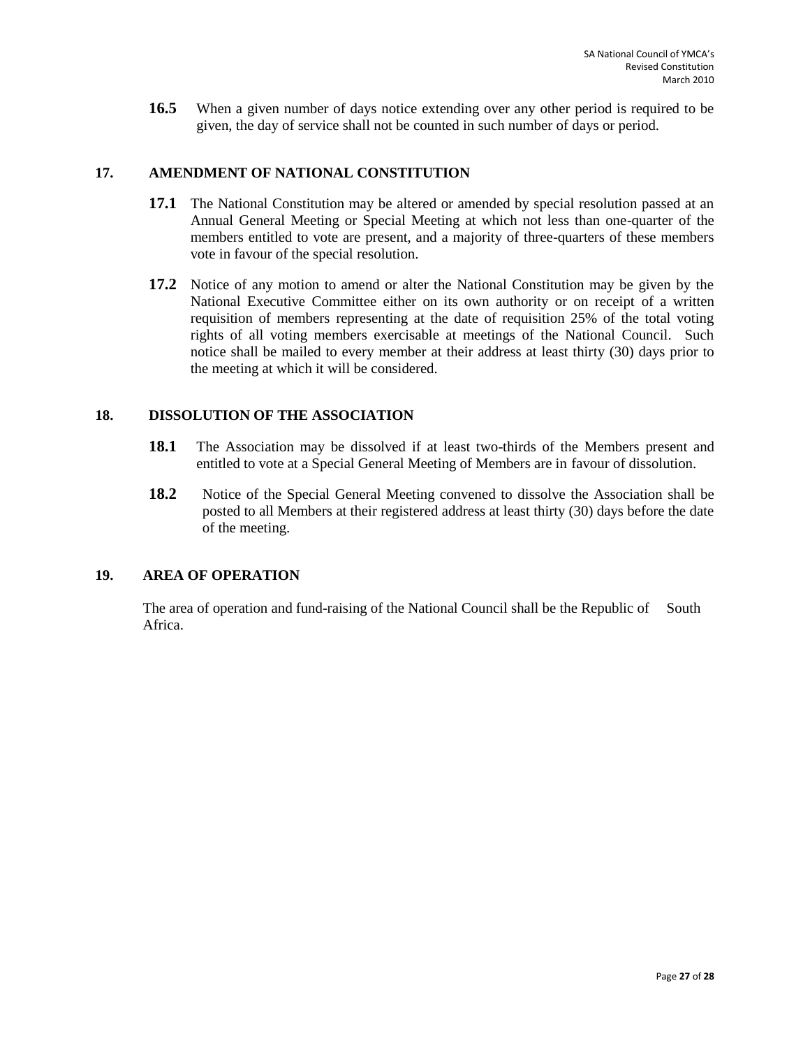**16.5** When a given number of days notice extending over any other period is required to be given, the day of service shall not be counted in such number of days or period.

## 17. AMENDMENT OF NATIONAL CONSTITUTION

**17.1** The National Constitution may be altered or amended by special resolution passed at an Annual General Meeting or Special Meeting at which not less than one-quarter of the members entitled to vote are present, and a majority of three-quarters of these members vote in favour of the special resolution.

**17.2** Notice of any motion to amend or alter the National Constitution may be given by the National Executive Committee either on its own authority or on receipt of a written requisition of members representing at the date of requisition 25% of the total voting rights of all voting members exercisable at meetings of the National Council. Such notice shall be mailed to every member at their address at least thirty (30) days prior to the meeting at which it will be considered.

## 18. DISSOLUTION OF THE ASSOCIATION

**18.1** The Association may be dissolved if at least two-thirds of the Members present and entitled to vote at a Special General Meeting of Members are in favour of dissolution.

**18.2** Notice of the Special General Meeting convened to dissolve the Association shall be posted to all Members at their registered address at least thirty (30) days before the date of the meeting.

## 19. AREA OF OPERATION

The area of operation and fund-raising of the National Council shall be the Republic of South Africa.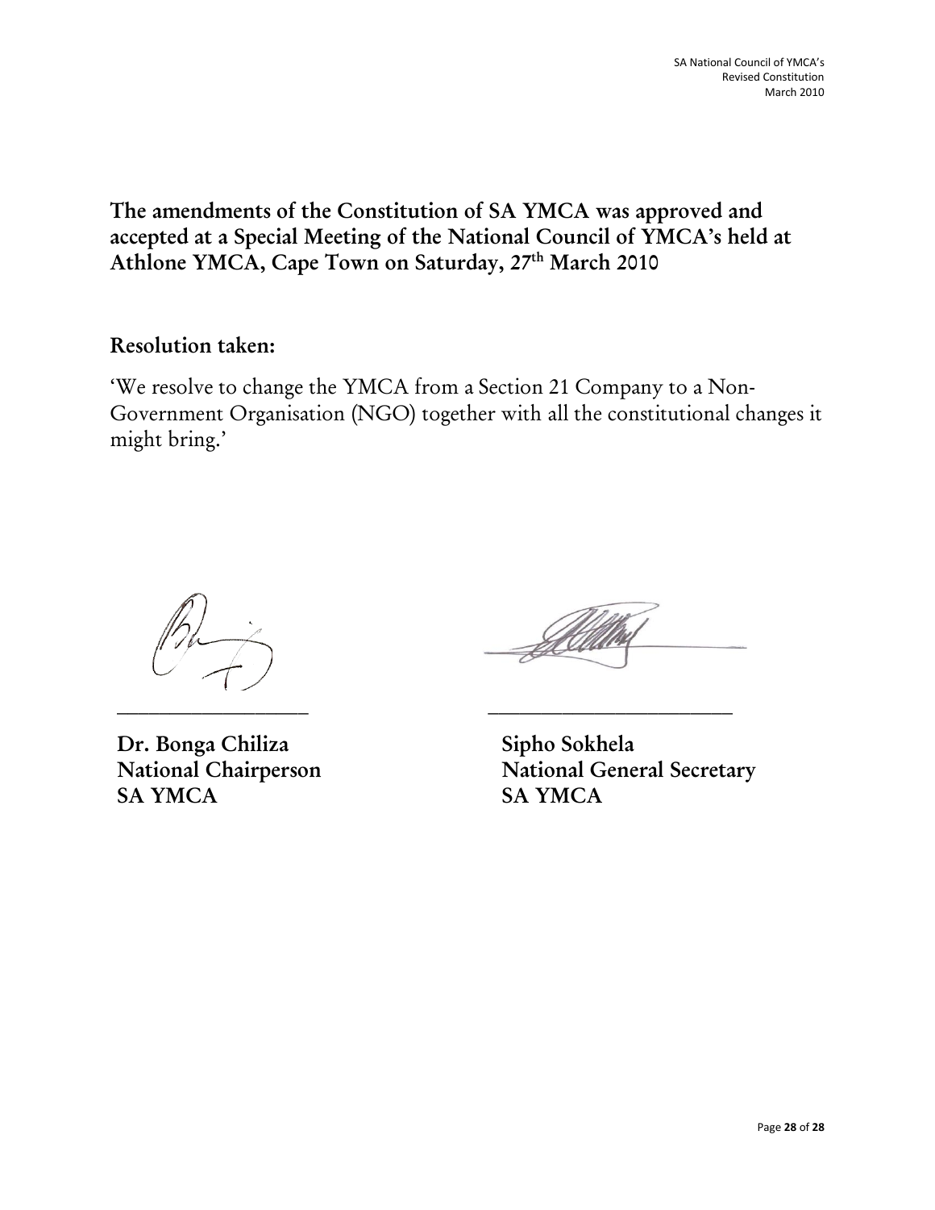**The amendments of the Constitution of SA YMCA was approved and accepted at a Special Meeting of the National Council of YMCA's held at Athlone YMCA, Cape Town on Saturday, 27th March 2010**

**Resolution taken:**

'We resolve to change the YMCA from a Section 21 Company to a Non-Government Organisation (NGO) together with all the constitutional changes it might bring.'

\_\_\_\_\_\_\_\_\_\_\_\_\_\_\_\_\_\_

**Dr. Bonga Chiliza**
**National Chairperson**
**SA YMCA**

\_\_\_\_\_\_\_\_\_\_\_\_\_\_\_\_\_\_\_\_\_\_\_

**Sipho Sokhela**
**National General Secretary**
**SA YMCA**